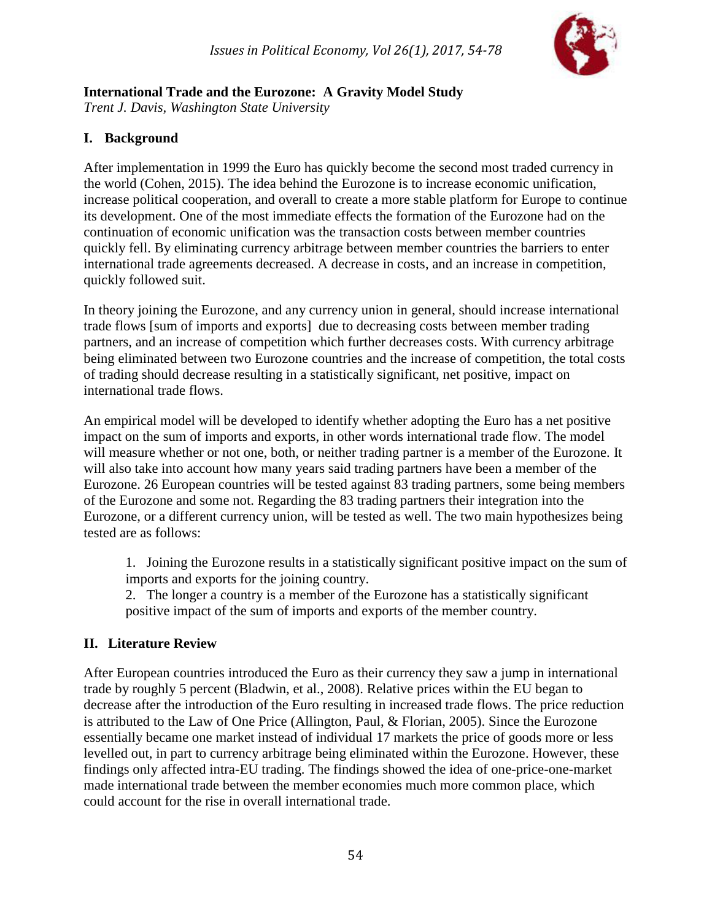# International Trade and the Eurozone: A Gravity Model Study

*Trent J. Davis, Washington State University*

## I. Background

After implementation in 1999 the Euro has quickly become the second most traded currency in the world (Cohen, 2015). The idea behind the Eurozone is to increase economic unification, increase political cooperation, and overall to create a more stable platform for Europe to continue its development. One of the most immediate effects the formation of the Eurozone had on the continuation of economic unification was the transaction costs between member countries quickly fell. By eliminating currency arbitrage between member countries the barriers to enter international trade agreements decreased. A decrease in costs, and an increase in competition, quickly followed suit.

In theory joining the Eurozone, and any currency union in general, should increase international trade flows [sum of imports and exports] due to decreasing costs between member trading partners, and an increase of competition which further decreases costs. With currency arbitrage being eliminated between two Eurozone countries and the increase of competition, the total costs of trading should decrease resulting in a statistically significant, net positive, impact on international trade flows.

An empirical model will be developed to identify whether adopting the Euro has a net positive impact on the sum of imports and exports, in other words international trade flow. The model will measure whether or not one, both, or neither trading partner is a member of the Eurozone. It will also take into account how many years said trading partners have been a member of the Eurozone. 26 European countries will be tested against 83 trading partners, some being members of the Eurozone and some not. Regarding the 83 trading partners their integration into the Eurozone, or a different currency union, will be tested as well. The two main hypothesizes being tested are as follows:

1. Joining the Eurozone results in a statistically significant positive impact on the sum of imports and exports for the joining country.
2. The longer a country is a member of the Eurozone has a statistically significant positive impact of the sum of imports and exports of the member country.

## II. Literature Review

After European countries introduced the Euro as their currency they saw a jump in international trade by roughly 5 percent (Bladwin, et al., 2008). Relative prices within the EU began to decrease after the introduction of the Euro resulting in increased trade flows. The price reduction is attributed to the Law of One Price (Allington, Paul, & Florian, 2005). Since the Eurozone essentially became one market instead of individual 17 markets the price of goods more or less levelled out, in part to currency arbitrage being eliminated within the Eurozone. However, these findings only affected intra-EU trading. The findings showed the idea of one-price-one-market made international trade between the member economies much more common place, which could account for the rise in overall international trade.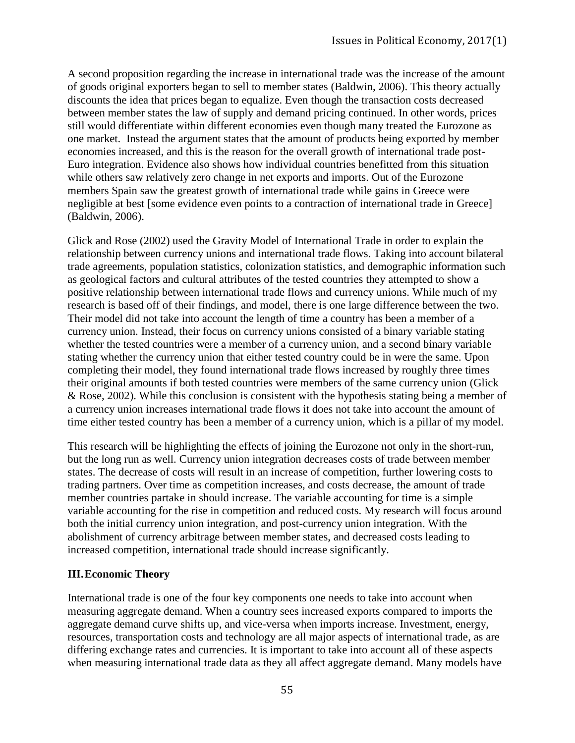A second proposition regarding the increase in international trade was the increase of the amount of goods original exporters began to sell to member states (Baldwin, 2006). This theory actually discounts the idea that prices began to equalize. Even though the transaction costs decreased between member states the law of supply and demand pricing continued. In other words, prices still would differentiate within different economies even though many treated the Eurozone as one market. Instead the argument states that the amount of products being exported by member economies increased, and this is the reason for the overall growth of international trade post-Euro integration. Evidence also shows how individual countries benefitted from this situation while others saw relatively zero change in net exports and imports. Out of the Eurozone members Spain saw the greatest growth of international trade while gains in Greece were negligible at best [some evidence even points to a contraction of international trade in Greece] (Baldwin, 2006).

Glick and Rose (2002) used the Gravity Model of International Trade in order to explain the relationship between currency unions and international trade flows. Taking into account bilateral trade agreements, population statistics, colonization statistics, and demographic information such as geological factors and cultural attributes of the tested countries they attempted to show a positive relationship between international trade flows and currency unions. While much of my research is based off of their findings, and model, there is one large difference between the two. Their model did not take into account the length of time a country has been a member of a currency union. Instead, their focus on currency unions consisted of a binary variable stating whether the tested countries were a member of a currency union, and a second binary variable stating whether the currency union that either tested country could be in were the same. Upon completing their model, they found international trade flows increased by roughly three times their original amounts if both tested countries were members of the same currency union (Glick & Rose, 2002). While this conclusion is consistent with the hypothesis stating being a member of a currency union increases international trade flows it does not take into account the amount of time either tested country has been a member of a currency union, which is a pillar of my model.

This research will be highlighting the effects of joining the Eurozone not only in the short-run, but the long run as well. Currency union integration decreases costs of trade between member states. The decrease of costs will result in an increase of competition, further lowering costs to trading partners. Over time as competition increases, and costs decrease, the amount of trade member countries partake in should increase. The variable accounting for time is a simple variable accounting for the rise in competition and reduced costs. My research will focus around both the initial currency union integration, and post-currency union integration. With the abolishment of currency arbitrage between member states, and decreased costs leading to increased competition, international trade should increase significantly.

## III. Economic Theory

International trade is one of the four key components one needs to take into account when measuring aggregate demand. When a country sees increased exports compared to imports the aggregate demand curve shifts up, and vice-versa when imports increase. Investment, energy, resources, transportation costs and technology are all major aspects of international trade, as are differing exchange rates and currencies. It is important to take into account all of these aspects when measuring international trade data as they all affect aggregate demand. Many models have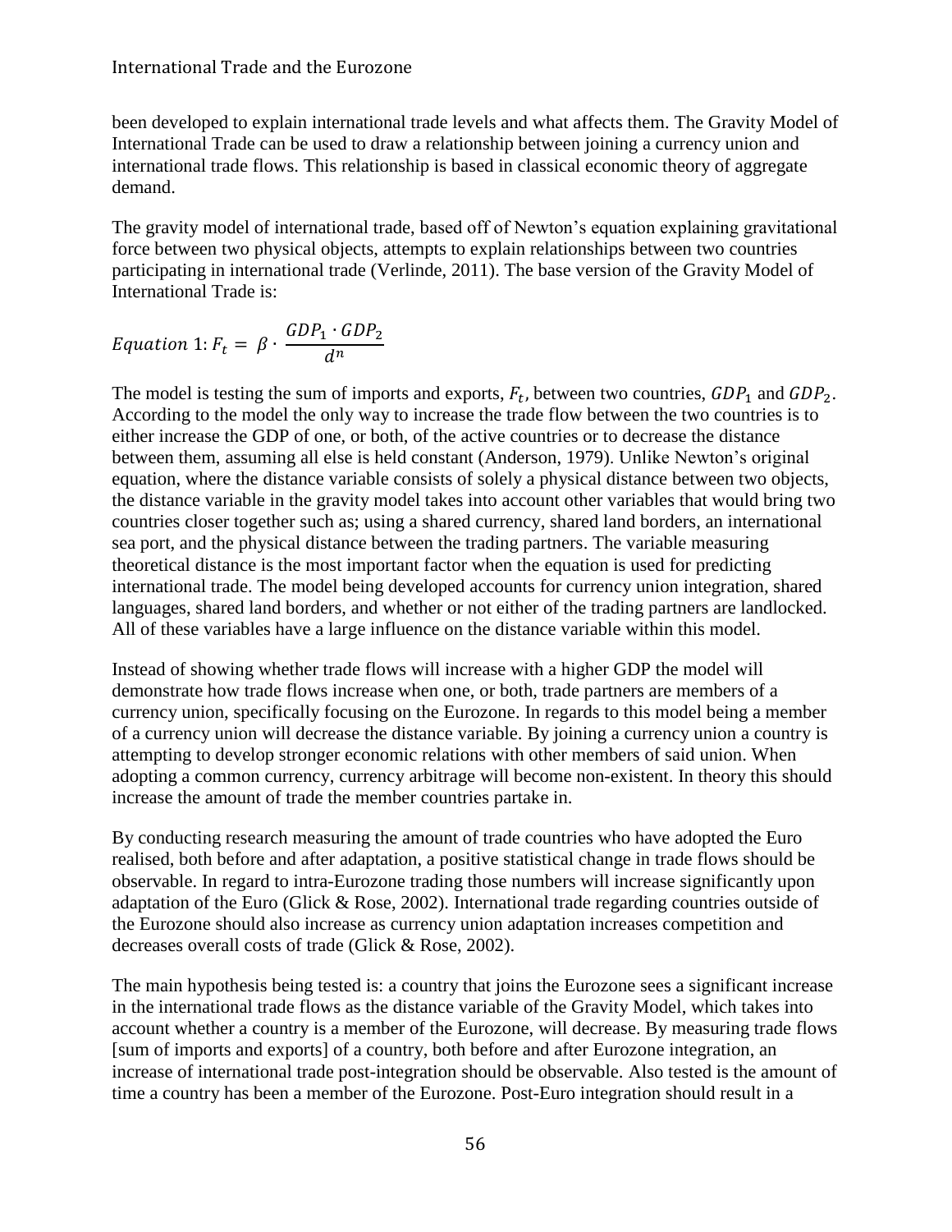been developed to explain international trade levels and what affects them. The Gravity Model of International Trade can be used to draw a relationship between joining a currency union and international trade flows. This relationship is based in classical economic theory of aggregate demand.

The gravity model of international trade, based off of Newton's equation explaining gravitational force between two physical objects, attempts to explain relationships between two countries participating in international trade (Verlinde, 2011). The base version of the Gravity Model of International Trade is:

$$Equation\ 1: F_t = \beta \cdot \frac{GDP_1 \cdot GDP_2}{d^n}$$

The model is testing the sum of imports and exports, $F_t$, between two countries, $GDP_1$ and $GDP_2$. According to the model the only way to increase the trade flow between the two countries is to either increase the GDP of one, or both, of the active countries or to decrease the distance between them, assuming all else is held constant (Anderson, 1979). Unlike Newton's original equation, where the distance variable consists of solely a physical distance between two objects, the distance variable in the gravity model takes into account other variables that would bring two countries closer together such as; using a shared currency, shared land borders, an international sea port, and the physical distance between the trading partners. The variable measuring theoretical distance is the most important factor when the equation is used for predicting international trade. The model being developed accounts for currency union integration, shared languages, shared land borders, and whether or not either of the trading partners are landlocked. All of these variables have a large influence on the distance variable within this model.

Instead of showing whether trade flows will increase with a higher GDP the model will demonstrate how trade flows increase when one, or both, trade partners are members of a currency union, specifically focusing on the Eurozone. In regards to this model being a member of a currency union will decrease the distance variable. By joining a currency union a country is attempting to develop stronger economic relations with other members of said union. When adopting a common currency, currency arbitrage will become non-existent. In theory this should increase the amount of trade the member countries partake in.

By conducting research measuring the amount of trade countries who have adopted the Euro realised, both before and after adaptation, a positive statistical change in trade flows should be observable. In regard to intra-Eurozone trading those numbers will increase significantly upon adaptation of the Euro (Glick & Rose, 2002). International trade regarding countries outside of the Eurozone should also increase as currency union adaptation increases competition and decreases overall costs of trade (Glick & Rose, 2002).

The main hypothesis being tested is: a country that joins the Eurozone sees a significant increase in the international trade flows as the distance variable of the Gravity Model, which takes into account whether a country is a member of the Eurozone, will decrease. By measuring trade flows [sum of imports and exports] of a country, both before and after Eurozone integration, an increase of international trade post-integration should be observable. Also tested is the amount of time a country has been a member of the Eurozone. Post-Euro integration should result in a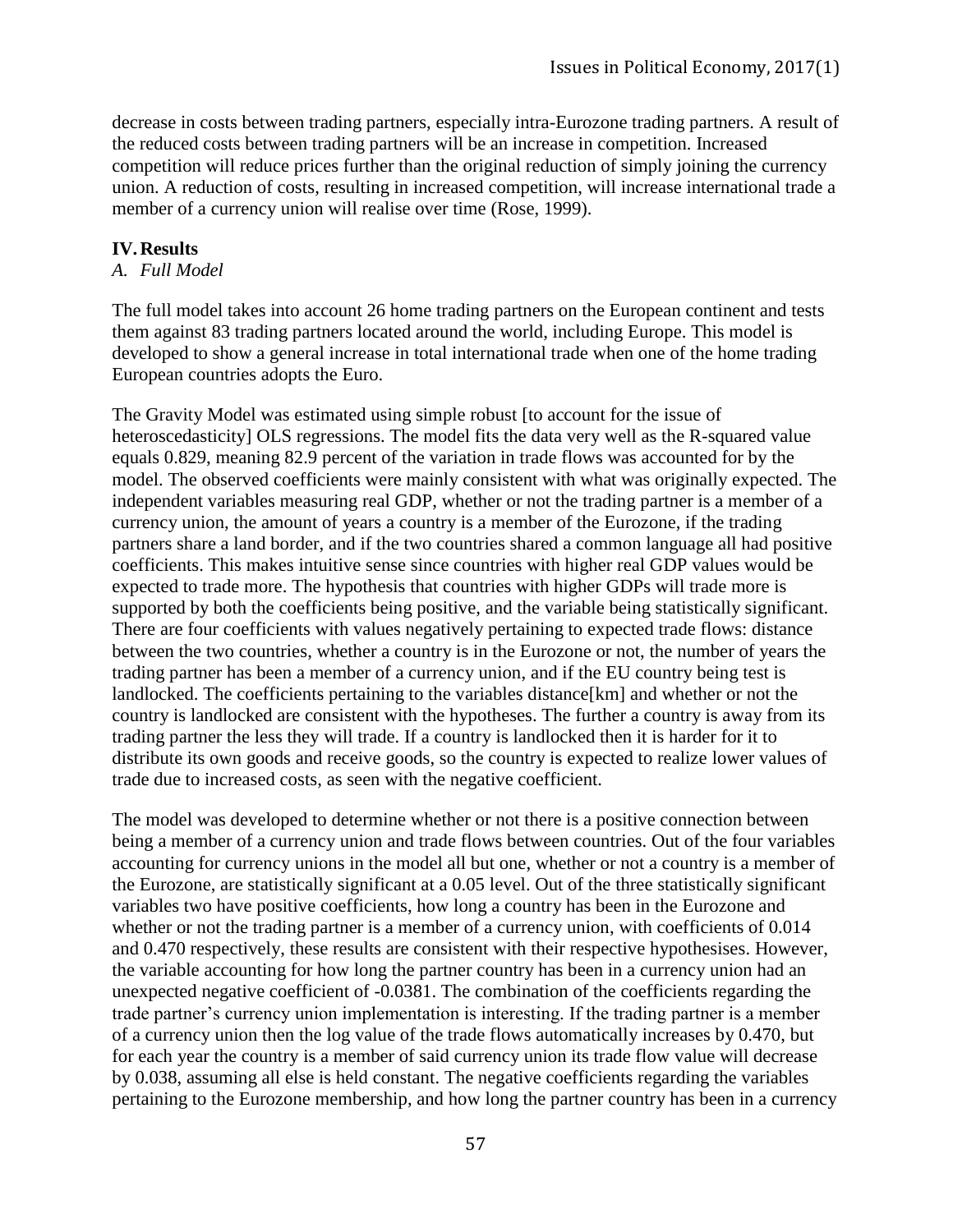decrease in costs between trading partners, especially intra-Eurozone trading partners. A result of the reduced costs between trading partners will be an increase in competition. Increased competition will reduce prices further than the original reduction of simply joining the currency union. A reduction of costs, resulting in increased competition, will increase international trade a member of a currency union will realise over time (Rose, 1999).

## IV. Results

### *A. Full Model*

The full model takes into account 26 home trading partners on the European continent and tests them against 83 trading partners located around the world, including Europe. This model is developed to show a general increase in total international trade when one of the home trading European countries adopts the Euro.

The Gravity Model was estimated using simple robust [to account for the issue of heteroscedasticity] OLS regressions. The model fits the data very well as the R-squared value equals 0.829, meaning 82.9 percent of the variation in trade flows was accounted for by the model. The observed coefficients were mainly consistent with what was originally expected. The independent variables measuring real GDP, whether or not the trading partner is a member of a currency union, the amount of years a country is a member of the Eurozone, if the trading partners share a land border, and if the two countries shared a common language all had positive coefficients. This makes intuitive sense since countries with higher real GDP values would be expected to trade more. The hypothesis that countries with higher GDPs will trade more is supported by both the coefficients being positive, and the variable being statistically significant. There are four coefficients with values negatively pertaining to expected trade flows: distance between the two countries, whether a country is in the Eurozone or not, the number of years the trading partner has been a member of a currency union, and if the EU country being test is landlocked. The coefficients pertaining to the variables distance[km] and whether or not the country is landlocked are consistent with the hypotheses. The further a country is away from its trading partner the less they will trade. If a country is landlocked then it is harder for it to distribute its own goods and receive goods, so the country is expected to realize lower values of trade due to increased costs, as seen with the negative coefficient.

The model was developed to determine whether or not there is a positive connection between being a member of a currency union and trade flows between countries. Out of the four variables accounting for currency unions in the model all but one, whether or not a country is a member of the Eurozone, are statistically significant at a 0.05 level. Out of the three statistically significant variables two have positive coefficients, how long a country has been in the Eurozone and whether or not the trading partner is a member of a currency union, with coefficients of 0.014 and 0.470 respectively, these results are consistent with their respective hypothesises. However, the variable accounting for how long the partner country has been in a currency union had an unexpected negative coefficient of -0.0381. The combination of the coefficients regarding the trade partner's currency union implementation is interesting. If the trading partner is a member of a currency union then the log value of the trade flows automatically increases by 0.470, but for each year the country is a member of said currency union its trade flow value will decrease by 0.038, assuming all else is held constant. The negative coefficients regarding the variables pertaining to the Eurozone membership, and how long the partner country has been in a currency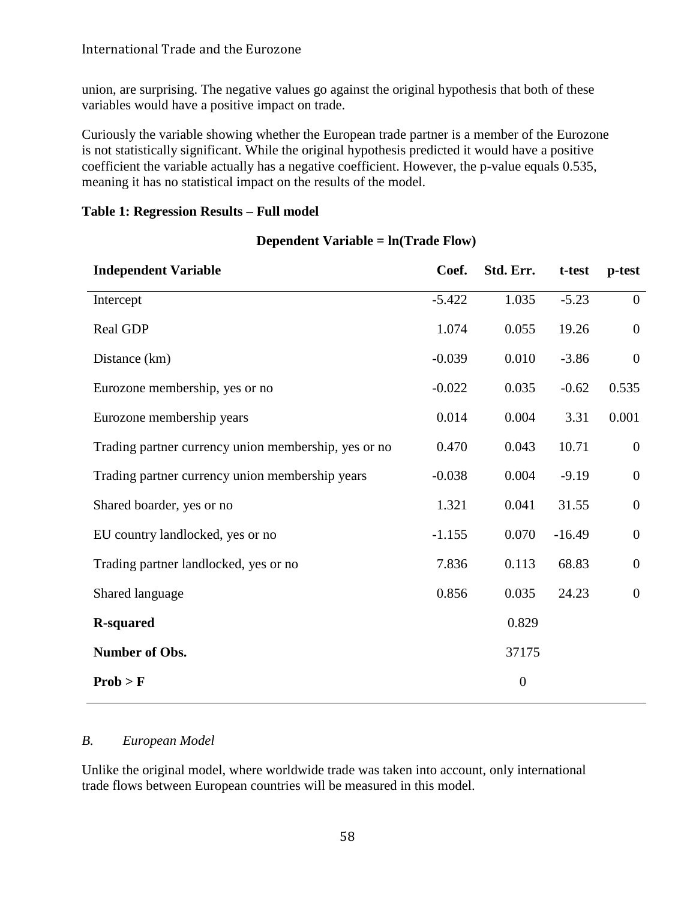union, are surprising. The negative values go against the original hypothesis that both of these variables would have a positive impact on trade.

Curiously the variable showing whether the European trade partner is a member of the Eurozone is not statistically significant. While the original hypothesis predicted it would have a positive coefficient the variable actually has a negative coefficient. However, the p-value equals 0.535, meaning it has no statistical impact on the results of the model.

**Table 1: Regression Results – Full model**

**Dependent Variable = ln(Trade Flow)**

| **Independent Variable** | **Coef.** | **Std. Err.** | **t-test** | **p-test** |
|---|---|---|---|---|
| Intercept | -5.422 | 1.035 | -5.23 | 0 |
| Real GDP | 1.074 | 0.055 | 19.26 | 0 |
| Distance (km) | -0.039 | 0.010 | -3.86 | 0 |
| Eurozone membership, yes or no | -0.022 | 0.035 | -0.62 | 0.535 |
| Eurozone membership years | 0.014 | 0.004 | 3.31 | 0.001 |
| Trading partner currency union membership, yes or no | 0.470 | 0.043 | 10.71 | 0 |
| Trading partner currency union membership years | -0.038 | 0.004 | -9.19 | 0 |
| Shared boarder, yes or no | 1.321 | 0.041 | 31.55 | 0 |
| EU country landlocked, yes or no | -1.155 | 0.070 | -16.49 | 0 |
| Trading partner landlocked, yes or no | 7.836 | 0.113 | 68.83 | 0 |
| Shared language | 0.856 | 0.035 | 24.23 | 0 |
| **R-squared** | | 0.829 | | |
| **Number of Obs.** | | 37175 | | |
| **Prob > F** | | 0 | | |

### *B. European Model*

Unlike the original model, where worldwide trade was taken into account, only international trade flows between European countries will be measured in this model.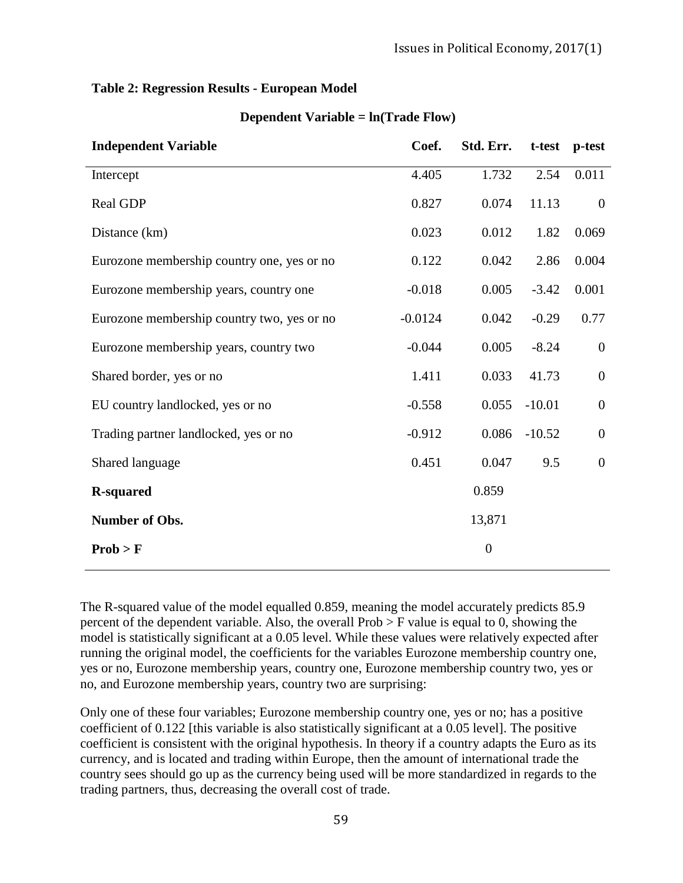**Table 2: Regression Results - European Model**

| Dependent Variable = ln(Trade Flow) | | | | |
|---|---|---|---|---|
| **Independent Variable** | **Coef.** | **Std. Err.** | **t-test** | **p-test** |
| Intercept | 4.405 | 1.732 | 2.54 | 0.011 |
| Real GDP | 0.827 | 0.074 | 11.13 | 0 |
| Distance (km) | 0.023 | 0.012 | 1.82 | 0.069 |
| Eurozone membership country one, yes or no | 0.122 | 0.042 | 2.86 | 0.004 |
| Eurozone membership years, country one | -0.018 | 0.005 | -3.42 | 0.001 |
| Eurozone membership country two, yes or no | -0.0124 | 0.042 | -0.29 | 0.77 |
| Eurozone membership years, country two | -0.044 | 0.005 | -8.24 | 0 |
| Shared border, yes or no | 1.411 | 0.033 | 41.73 | 0 |
| EU country landlocked, yes or no | -0.558 | 0.055 | -10.01 | 0 |
| Trading partner landlocked, yes or no | -0.912 | 0.086 | -10.52 | 0 |
| Shared language | 0.451 | 0.047 | 9.5 | 0 |
| **R-squared** | | 0.859 | | |
| **Number of Obs.** | | 13,871 | | |
| **Prob > F** | | 0 | | |

The R-squared value of the model equalled 0.859, meaning the model accurately predicts 85.9 percent of the dependent variable. Also, the overall Prob > F value is equal to 0, showing the model is statistically significant at a 0.05 level. While these values were relatively expected after running the original model, the coefficients for the variables Eurozone membership country one, yes or no, Eurozone membership years, country one, Eurozone membership country two, yes or no, and Eurozone membership years, country two are surprising:

Only one of these four variables; Eurozone membership country one, yes or no; has a positive coefficient of 0.122 [this variable is also statistically significant at a 0.05 level]. The positive coefficient is consistent with the original hypothesis. In theory if a country adapts the Euro as its currency, and is located and trading within Europe, then the amount of international trade the country sees should go up as the currency being used will be more standardized in regards to the trading partners, thus, decreasing the overall cost of trade.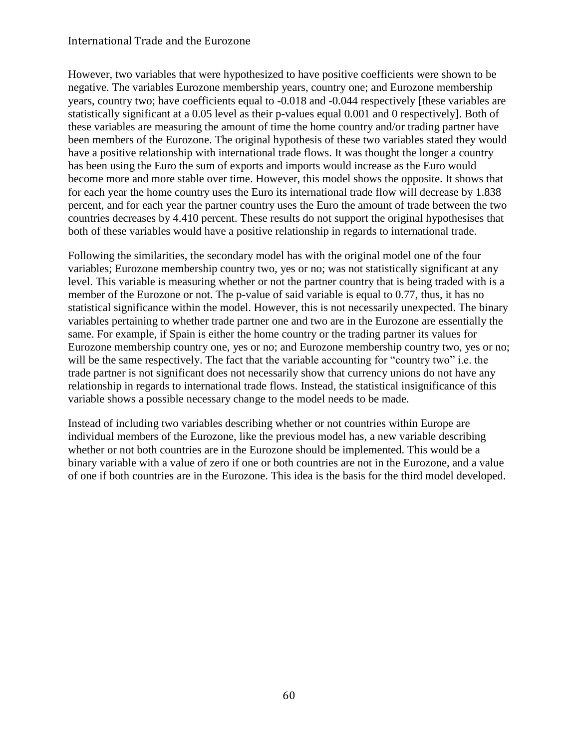However, two variables that were hypothesized to have positive coefficients were shown to be negative. The variables Eurozone membership years, country one; and Eurozone membership years, country two; have coefficients equal to -0.018 and -0.044 respectively [these variables are statistically significant at a 0.05 level as their p-values equal 0.001 and 0 respectively]. Both of these variables are measuring the amount of time the home country and/or trading partner have been members of the Eurozone. The original hypothesis of these two variables stated they would have a positive relationship with international trade flows. It was thought the longer a country has been using the Euro the sum of exports and imports would increase as the Euro would become more and more stable over time. However, this model shows the opposite. It shows that for each year the home country uses the Euro its international trade flow will decrease by 1.838 percent, and for each year the partner country uses the Euro the amount of trade between the two countries decreases by 4.410 percent. These results do not support the original hypothesises that both of these variables would have a positive relationship in regards to international trade.

Following the similarities, the secondary model has with the original model one of the four variables; Eurozone membership country two, yes or no; was not statistically significant at any level. This variable is measuring whether or not the partner country that is being traded with is a member of the Eurozone or not. The p-value of said variable is equal to 0.77, thus, it has no statistical significance within the model. However, this is not necessarily unexpected. The binary variables pertaining to whether trade partner one and two are in the Eurozone are essentially the same. For example, if Spain is either the home country or the trading partner its values for Eurozone membership country one, yes or no; and Eurozone membership country two, yes or no; will be the same respectively. The fact that the variable accounting for "country two" i.e. the trade partner is not significant does not necessarily show that currency unions do not have any relationship in regards to international trade flows. Instead, the statistical insignificance of this variable shows a possible necessary change to the model needs to be made.

Instead of including two variables describing whether or not countries within Europe are individual members of the Eurozone, like the previous model has, a new variable describing whether or not both countries are in the Eurozone should be implemented. This would be a binary variable with a value of zero if one or both countries are not in the Eurozone, and a value of one if both countries are in the Eurozone. This idea is the basis for the third model developed.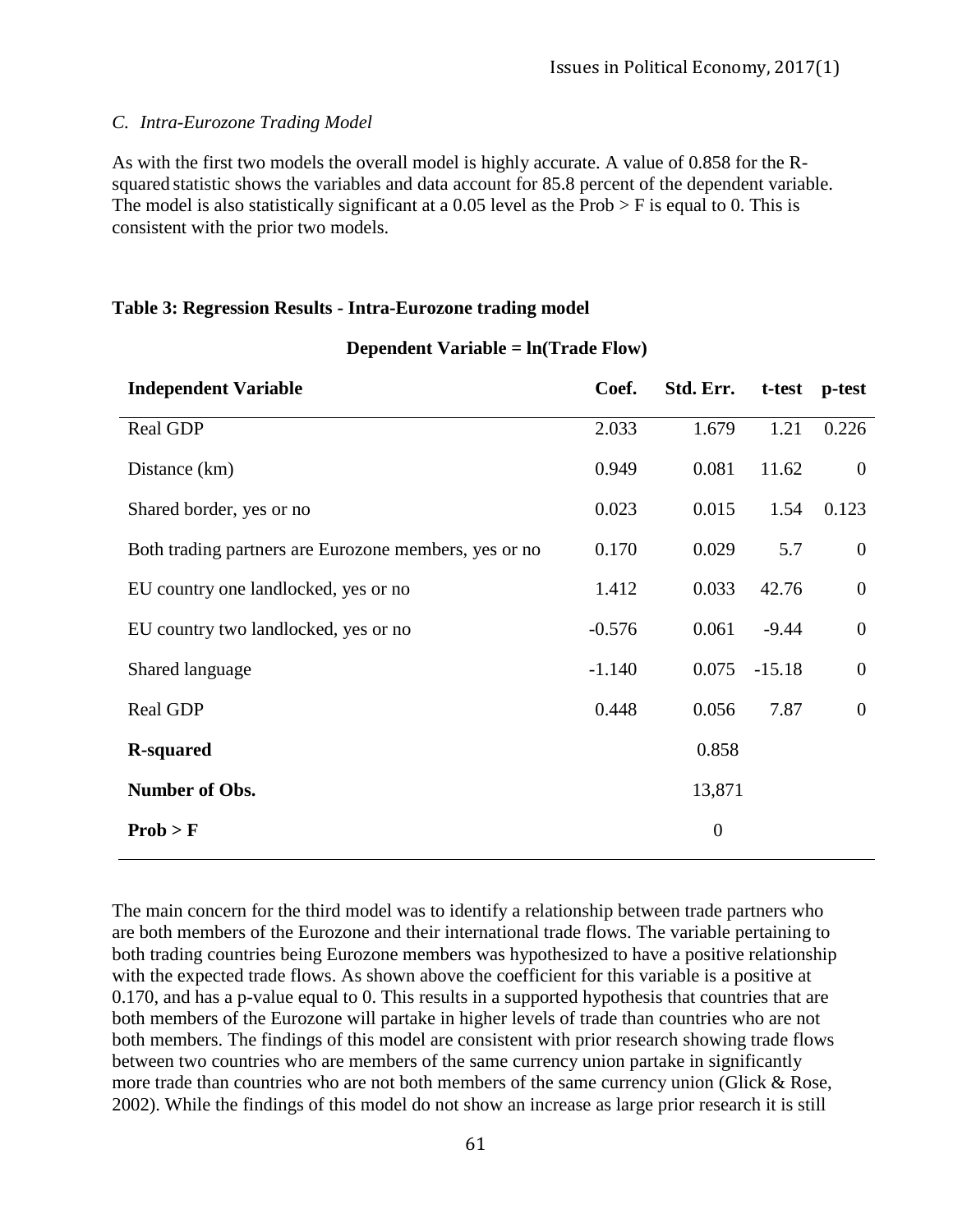*C. Intra-Eurozone Trading Model*

As with the first two models the overall model is highly accurate. A value of 0.858 for the R-squared statistic shows the variables and data account for 85.8 percent of the dependent variable. The model is also statistically significant at a 0.05 level as the Prob > F is equal to 0. This is consistent with the prior two models.

**Table 3: Regression Results - Intra-Eurozone trading model**

**Dependent Variable = ln(Trade Flow)**

| Independent Variable | Coef. | Std. Err. | t-test | p-test |
|---|---|---|---|---|
| Real GDP | 2.033 | 1.679 | 1.21 | 0.226 |
| Distance (km) | 0.949 | 0.081 | 11.62 | 0 |
| Shared border, yes or no | 0.023 | 0.015 | 1.54 | 0.123 |
| Both trading partners are Eurozone members, yes or no | 0.170 | 0.029 | 5.7 | 0 |
| EU country one landlocked, yes or no | 1.412 | 0.033 | 42.76 | 0 |
| EU country two landlocked, yes or no | -0.576 | 0.061 | -9.44 | 0 |
| Shared language | -1.140 | 0.075 | -15.18 | 0 |
| Real GDP | 0.448 | 0.056 | 7.87 | 0 |
| **R-squared** | | 0.858 | | |
| **Number of Obs.** | | 13,871 | | |
| **Prob > F** | | 0 | | |

The main concern for the third model was to identify a relationship between trade partners who are both members of the Eurozone and their international trade flows. The variable pertaining to both trading countries being Eurozone members was hypothesized to have a positive relationship with the expected trade flows. As shown above the coefficient for this variable is a positive at 0.170, and has a p-value equal to 0. This results in a supported hypothesis that countries that are both members of the Eurozone will partake in higher levels of trade than countries who are not both members. The findings of this model are consistent with prior research showing trade flows between two countries who are members of the same currency union partake in significantly more trade than countries who are not both members of the same currency union (Glick & Rose, 2002). While the findings of this model do not show an increase as large prior research it is still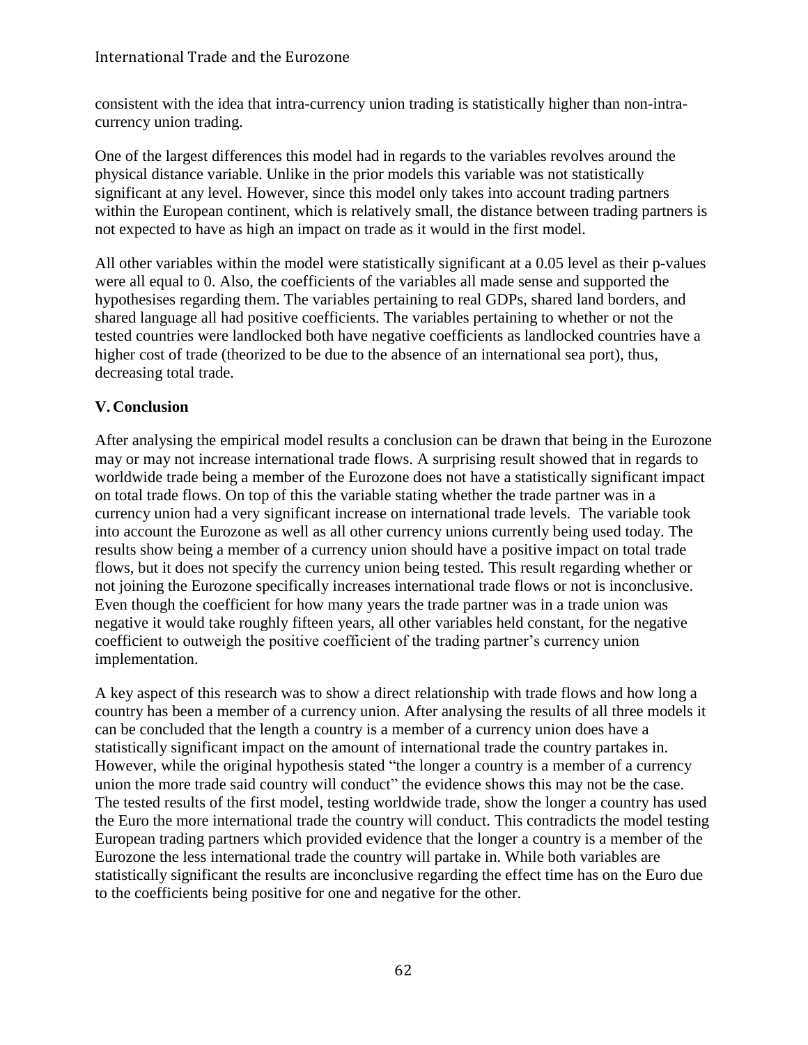consistent with the idea that intra-currency union trading is statistically higher than non-intra-currency union trading.

One of the largest differences this model had in regards to the variables revolves around the physical distance variable. Unlike in the prior models this variable was not statistically significant at any level. However, since this model only takes into account trading partners within the European continent, which is relatively small, the distance between trading partners is not expected to have as high an impact on trade as it would in the first model.

All other variables within the model were statistically significant at a 0.05 level as their p-values were all equal to 0. Also, the coefficients of the variables all made sense and supported the hypothesises regarding them. The variables pertaining to real GDPs, shared land borders, and shared language all had positive coefficients. The variables pertaining to whether or not the tested countries were landlocked both have negative coefficients as landlocked countries have a higher cost of trade (theorized to be due to the absence of an international sea port), thus, decreasing total trade.

## V. Conclusion

After analysing the empirical model results a conclusion can be drawn that being in the Eurozone may or may not increase international trade flows. A surprising result showed that in regards to worldwide trade being a member of the Eurozone does not have a statistically significant impact on total trade flows. On top of this the variable stating whether the trade partner was in a currency union had a very significant increase on international trade levels. The variable took into account the Eurozone as well as all other currency unions currently being used today. The results show being a member of a currency union should have a positive impact on total trade flows, but it does not specify the currency union being tested. This result regarding whether or not joining the Eurozone specifically increases international trade flows or not is inconclusive. Even though the coefficient for how many years the trade partner was in a trade union was negative it would take roughly fifteen years, all other variables held constant, for the negative coefficient to outweigh the positive coefficient of the trading partner's currency union implementation.

A key aspect of this research was to show a direct relationship with trade flows and how long a country has been a member of a currency union. After analysing the results of all three models it can be concluded that the length a country is a member of a currency union does have a statistically significant impact on the amount of international trade the country partakes in. However, while the original hypothesis stated "the longer a country is a member of a currency union the more trade said country will conduct" the evidence shows this may not be the case. The tested results of the first model, testing worldwide trade, show the longer a country has used the Euro the more international trade the country will conduct. This contradicts the model testing European trading partners which provided evidence that the longer a country is a member of the Eurozone the less international trade the country will partake in. While both variables are statistically significant the results are inconclusive regarding the effect time has on the Euro due to the coefficients being positive for one and negative for the other.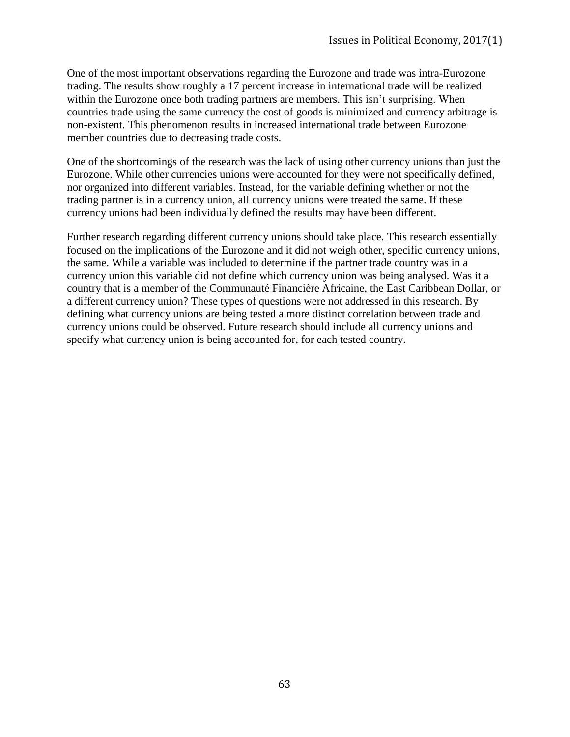One of the most important observations regarding the Eurozone and trade was intra-Eurozone trading. The results show roughly a 17 percent increase in international trade will be realized within the Eurozone once both trading partners are members. This isn't surprising. When countries trade using the same currency the cost of goods is minimized and currency arbitrage is non-existent. This phenomenon results in increased international trade between Eurozone member countries due to decreasing trade costs.

One of the shortcomings of the research was the lack of using other currency unions than just the Eurozone. While other currencies unions were accounted for they were not specifically defined, nor organized into different variables. Instead, for the variable defining whether or not the trading partner is in a currency union, all currency unions were treated the same. If these currency unions had been individually defined the results may have been different.

Further research regarding different currency unions should take place. This research essentially focused on the implications of the Eurozone and it did not weigh other, specific currency unions, the same. While a variable was included to determine if the partner trade country was in a currency union this variable did not define which currency union was being analysed. Was it a country that is a member of the Communauté Financière Africaine, the East Caribbean Dollar, or a different currency union? These types of questions were not addressed in this research. By defining what currency unions are being tested a more distinct correlation between trade and currency unions could be observed. Future research should include all currency unions and specify what currency union is being accounted for, for each tested country.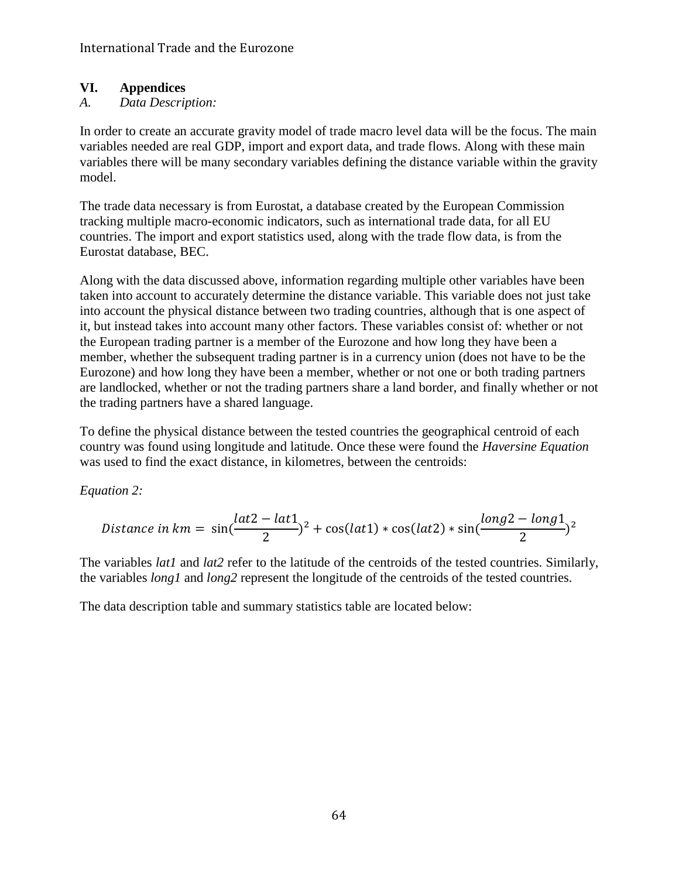## VI. Appendices

### A. *Data Description:*

In order to create an accurate gravity model of trade macro level data will be the focus. The main variables needed are real GDP, import and export data, and trade flows. Along with these main variables there will be many secondary variables defining the distance variable within the gravity model.

The trade data necessary is from Eurostat, a database created by the European Commission tracking multiple macro-economic indicators, such as international trade data, for all EU countries. The import and export statistics used, along with the trade flow data, is from the Eurostat database, BEC.

Along with the data discussed above, information regarding multiple other variables have been taken into account to accurately determine the distance variable. This variable does not just take into account the physical distance between two trading countries, although that is one aspect of it, but instead takes into account many other factors. These variables consist of: whether or not the European trading partner is a member of the Eurozone and how long they have been a member, whether the subsequent trading partner is in a currency union (does not have to be the Eurozone) and how long they have been a member, whether or not one or both trading partners are landlocked, whether or not the trading partners share a land border, and finally whether or not the trading partners have a shared language.

To define the physical distance between the tested countries the geographical centroid of each country was found using longitude and latitude. Once these were found the *Haversine Equation* was used to find the exact distance, in kilometres, between the centroids:

*Equation 2:*

$$Distance\ in\ km = \sin\left(\frac{lat2 - lat1}{2}\right)^2 + \cos(lat1) * \cos(lat2) * \sin\left(\frac{long2 - long1}{2}\right)^2$$

The variables *lat1* and *lat2* refer to the latitude of the centroids of the tested countries. Similarly, the variables *long1* and *long2* represent the longitude of the centroids of the tested countries.

The data description table and summary statistics table are located below: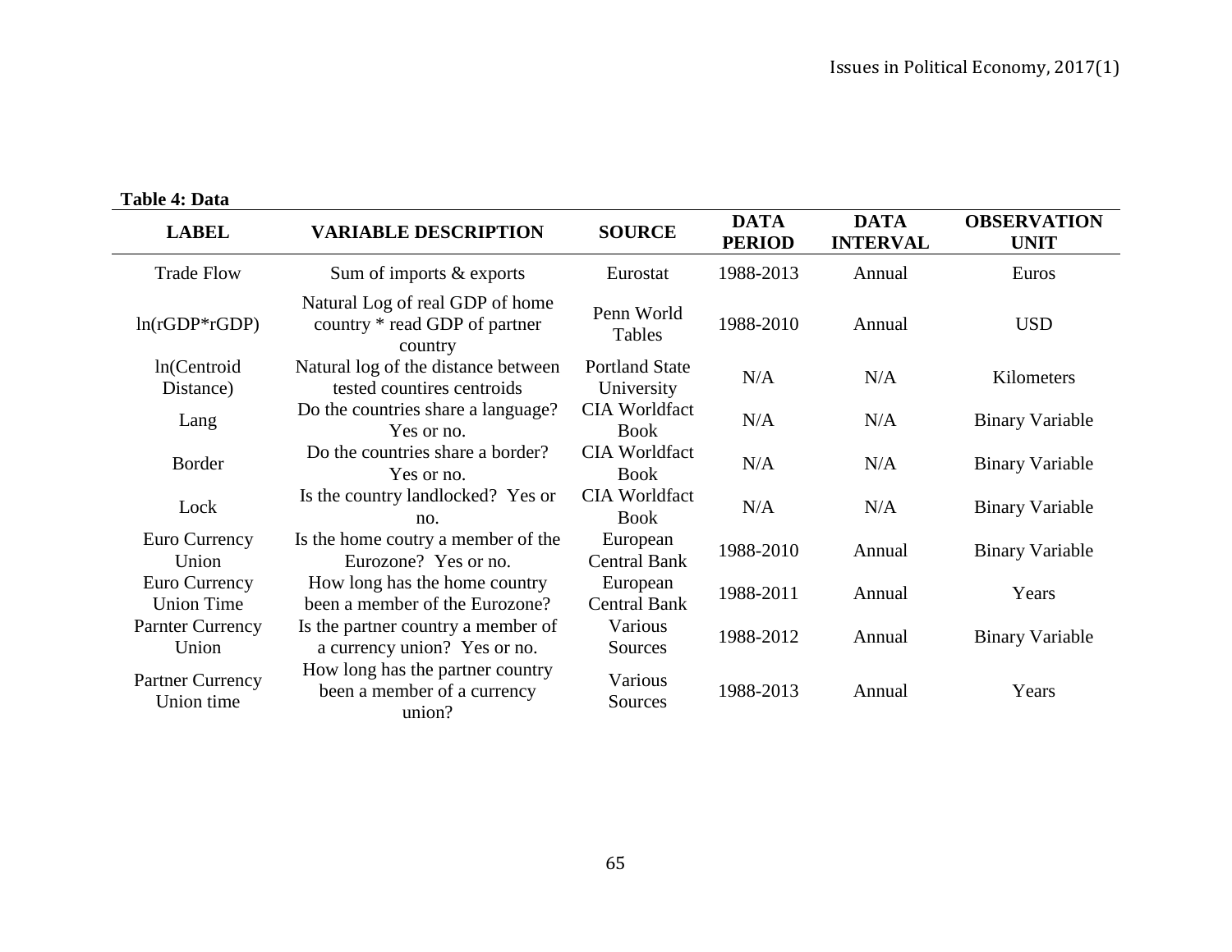**Table 4: Data**

| LABEL | VARIABLE DESCRIPTION | SOURCE | DATA PERIOD | DATA INTERVAL | OBSERVATION UNIT |
|---|---|---|---|---|---|
| Trade Flow | Sum of imports & exports | Eurostat | 1988-2013 | Annual | Euros |
| ln(rGDP*rGDP) | Natural Log of real GDP of home country * read GDP of partner country | Penn World Tables | 1988-2010 | Annual | USD |
| ln(Centroid Distance) | Natural log of the distance between tested countires centroids | Portland State University | N/A | N/A | Kilometers |
| Lang | Do the countries share a language? Yes or no. | CIA Worldfact Book | N/A | N/A | Binary Variable |
| Border | Do the countries share a border? Yes or no. | CIA Worldfact Book | N/A | N/A | Binary Variable |
| Lock | Is the country landlocked? Yes or no. | CIA Worldfact Book | N/A | N/A | Binary Variable |
| Euro Currency Union | Is the home coutry a member of the Eurozone? Yes or no. | European Central Bank | 1988-2010 | Annual | Binary Variable |
| Euro Currency Union Time | How long has the home country been a member of the Eurozone? | European Central Bank | 1988-2011 | Annual | Years |
| Parnter Currency Union | Is the partner country a member of a currency union? Yes or no. | Various Sources | 1988-2012 | Annual | Binary Variable |
| Partner Currency Union time | How long has the partner country been a member of a currency union? | Various Sources | 1988-2013 | Annual | Years |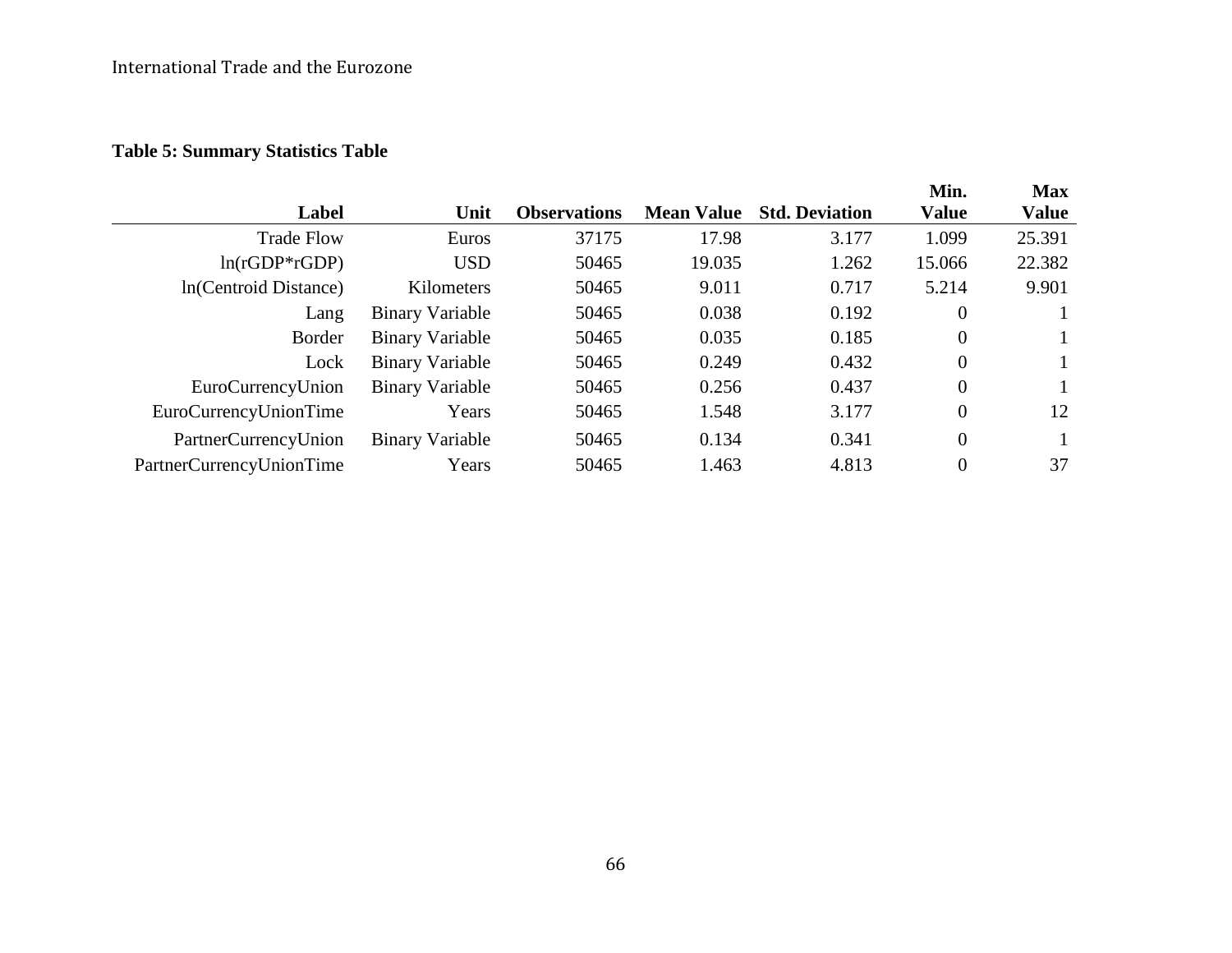**Table 5: Summary Statistics Table**

| Label | Unit | Observations | Mean Value | Std. Deviation | Min. Value | Max Value |
|---|---|---|---|---|---|---|
| Trade Flow | Euros | 37175 | 17.98 | 3.177 | 1.099 | 25.391 |
| ln(rGDP*rGDP) | USD | 50465 | 19.035 | 1.262 | 15.066 | 22.382 |
| ln(Centroid Distance) | Kilometers | 50465 | 9.011 | 0.717 | 5.214 | 9.901 |
| Lang | Binary Variable | 50465 | 0.038 | 0.192 | 0 | 1 |
| Border | Binary Variable | 50465 | 0.035 | 0.185 | 0 | 1 |
| Lock | Binary Variable | 50465 | 0.249 | 0.432 | 0 | 1 |
| EuroCurrencyUnion | Binary Variable | 50465 | 0.256 | 0.437 | 0 | 1 |
| EuroCurrencyUnionTime | Years | 50465 | 1.548 | 3.177 | 0 | 12 |
| PartnerCurrencyUnion | Binary Variable | 50465 | 0.134 | 0.341 | 0 | 1 |
| PartnerCurrencyUnionTime | Years | 50465 | 1.463 | 4.813 | 0 | 37 |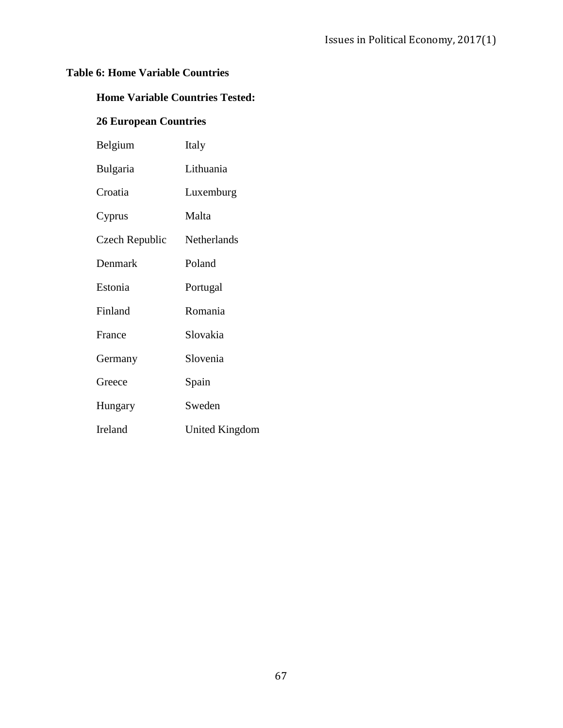**Table 6: Home Variable Countries**

**Home Variable Countries Tested:**

**26 European Countries**

| | |
|---|---|
| Belgium | Italy |
| Bulgaria | Lithuania |
| Croatia | Luxemburg |
| Cyprus | Malta |
| Czech Republic | Netherlands |
| Denmark | Poland |
| Estonia | Portugal |
| Finland | Romania |
| France | Slovakia |
| Germany | Slovenia |
| Greece | Spain |
| Hungary | Sweden |
| Ireland | United Kingdom |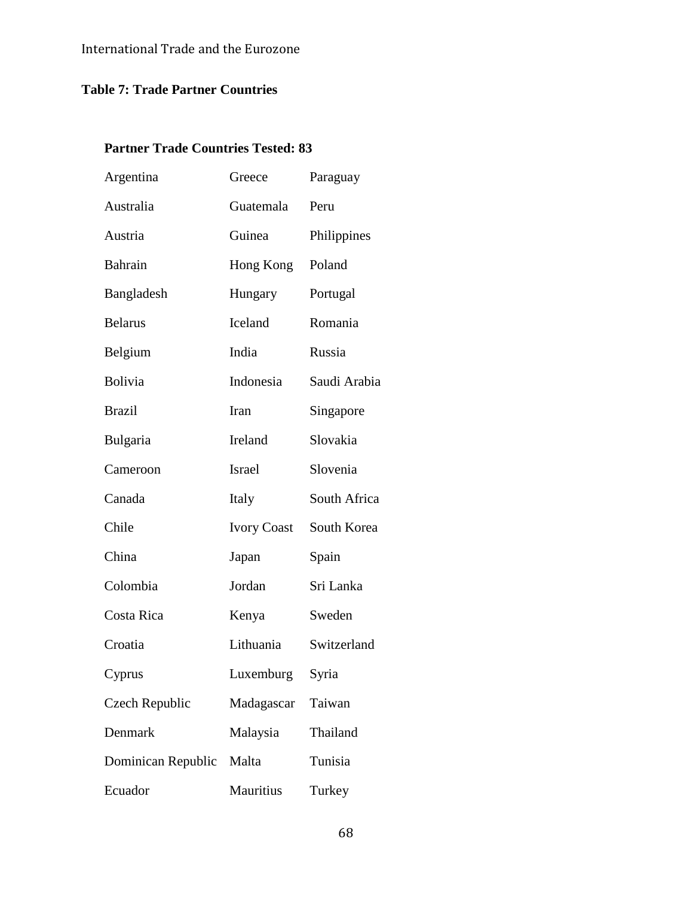## Table 7: Trade Partner Countries

**Partner Trade Countries Tested: 83**

| | | |
|---|---|---|
| Argentina | Greece | Paraguay |
| Australia | Guatemala | Peru |
| Austria | Guinea | Philippines |
| Bahrain | Hong Kong | Poland |
| Bangladesh | Hungary | Portugal |
| Belarus | Iceland | Romania |
| Belgium | India | Russia |
| Bolivia | Indonesia | Saudi Arabia |
| Brazil | Iran | Singapore |
| Bulgaria | Ireland | Slovakia |
| Cameroon | Israel | Slovenia |
| Canada | Italy | South Africa |
| Chile | Ivory Coast | South Korea |
| China | Japan | Spain |
| Colombia | Jordan | Sri Lanka |
| Costa Rica | Kenya | Sweden |
| Croatia | Lithuania | Switzerland |
| Cyprus | Luxemburg | Syria |
| Czech Republic | Madagascar | Taiwan |
| Denmark | Malaysia | Thailand |
| Dominican Republic | Malta | Tunisia |
| Ecuador | Mauritius | Turkey |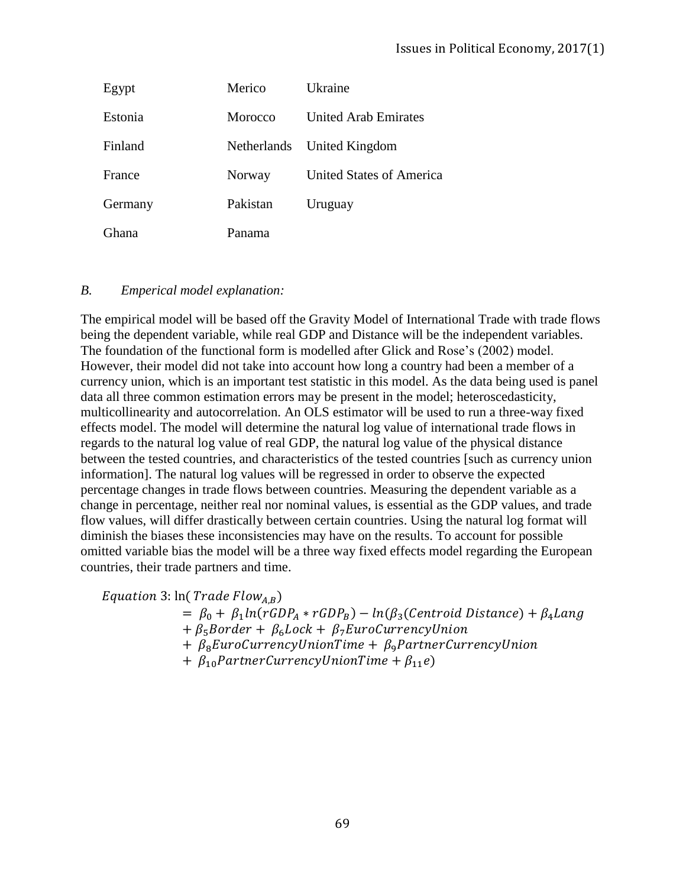| | | |
|---|---|---|
| Egypt | Merico | Ukraine |
| Estonia | Morocco | United Arab Emirates |
| Finland | Netherlands | United Kingdom |
| France | Norway | United States of America |
| Germany | Pakistan | Uruguay |
| Ghana | Panama | |

*B. Emperical model explanation:*

The empirical model will be based off the Gravity Model of International Trade with trade flows being the dependent variable, while real GDP and Distance will be the independent variables. The foundation of the functional form is modelled after Glick and Rose's (2002) model. However, their model did not take into account how long a country had been a member of a currency union, which is an important test statistic in this model. As the data being used is panel data all three common estimation errors may be present in the model; heteroscedasticity, multicollinearity and autocorrelation. An OLS estimator will be used to run a three-way fixed effects model. The model will determine the natural log value of international trade flows in regards to the natural log value of real GDP, the natural log value of the physical distance between the tested countries, and characteristics of the tested countries [such as currency union information]. The natural log values will be regressed in order to observe the expected percentage changes in trade flows between countries. Measuring the dependent variable as a change in percentage, neither real nor nominal values, is essential as the GDP values, and trade flow values, will differ drastically between certain countries. Using the natural log format will diminish the biases these inconsistencies may have on the results. To account for possible omitted variable bias the model will be a three way fixed effects model regarding the European countries, their trade partners and time.

$$
\begin{aligned}
Equation\ 3\text{: } \ln(Trade\ Flow_{A,B}) &= \beta_0 + \beta_1 ln(rGDP_A * rGDP_B) - ln(\beta_3(Centroid\ Distance) + \beta_4 Lang \\
&+ \beta_5 Border + \beta_6 Lock + \beta_7 EuroCurrencyUnion \\
&+ \beta_8 EuroCurrencyUnionTime + \beta_9 PartnerCurrencyUnion \\
&+ \beta_{10} PartnerCurrencyUnionTime + \beta_{11} e)
\end{aligned}
$$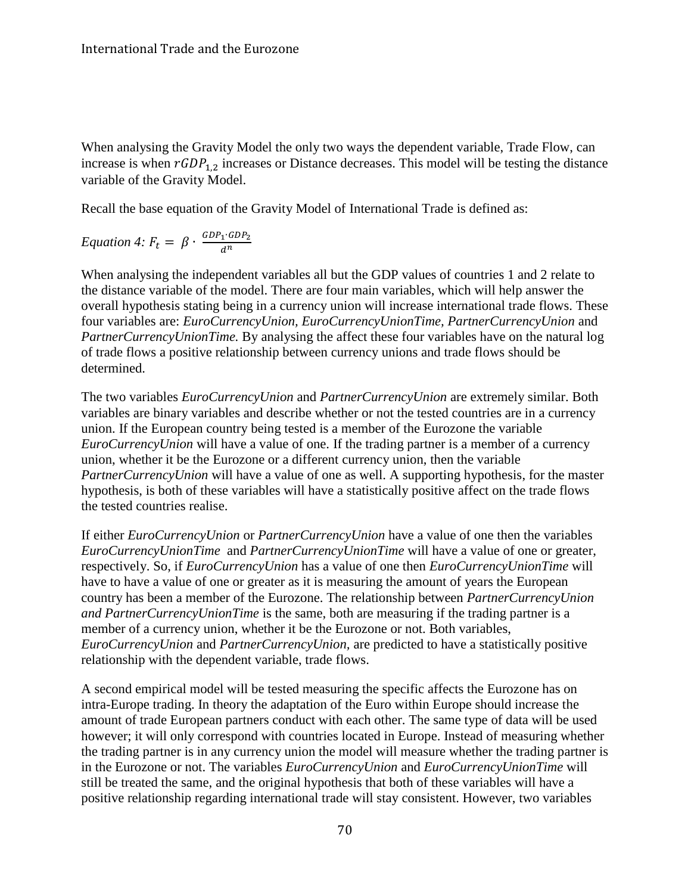When analysing the Gravity Model the only two ways the dependent variable, Trade Flow, can increase is when $rGDP_{1,2}$ increases or Distance decreases. This model will be testing the distance variable of the Gravity Model.

Recall the base equation of the Gravity Model of International Trade is defined as:

*Equation 4:* $F_t = \beta \cdot \frac{GDP_1 \cdot GDP_2}{d^n}$

When analysing the independent variables all but the GDP values of countries 1 and 2 relate to the distance variable of the model. There are four main variables, which will help answer the overall hypothesis stating being in a currency union will increase international trade flows. These four variables are: *EuroCurrencyUnion, EuroCurrencyUnionTime, PartnerCurrencyUnion* and *PartnerCurrencyUnionTime.* By analysing the affect these four variables have on the natural log of trade flows a positive relationship between currency unions and trade flows should be determined.

The two variables *EuroCurrencyUnion* and *PartnerCurrencyUnion* are extremely similar. Both variables are binary variables and describe whether or not the tested countries are in a currency union. If the European country being tested is a member of the Eurozone the variable *EuroCurrencyUnion* will have a value of one. If the trading partner is a member of a currency union, whether it be the Eurozone or a different currency union, then the variable *PartnerCurrencyUnion* will have a value of one as well. A supporting hypothesis, for the master hypothesis, is both of these variables will have a statistically positive affect on the trade flows the tested countries realise.

If either *EuroCurrencyUnion* or *PartnerCurrencyUnion* have a value of one then the variables *EuroCurrencyUnionTime* and *PartnerCurrencyUnionTime* will have a value of one or greater, respectively. So, if *EuroCurrencyUnion* has a value of one then *EuroCurrencyUnionTime* will have to have a value of one or greater as it is measuring the amount of years the European country has been a member of the Eurozone. The relationship between *PartnerCurrencyUnion and PartnerCurrencyUnionTime* is the same, both are measuring if the trading partner is a member of a currency union, whether it be the Eurozone or not. Both variables, *EuroCurrencyUnion* and *PartnerCurrencyUnion,* are predicted to have a statistically positive relationship with the dependent variable, trade flows.

A second empirical model will be tested measuring the specific affects the Eurozone has on intra-Europe trading. In theory the adaptation of the Euro within Europe should increase the amount of trade European partners conduct with each other. The same type of data will be used however; it will only correspond with countries located in Europe. Instead of measuring whether the trading partner is in any currency union the model will measure whether the trading partner is in the Eurozone or not. The variables *EuroCurrencyUnion* and *EuroCurrencyUnionTime* will still be treated the same, and the original hypothesis that both of these variables will have a positive relationship regarding international trade will stay consistent. However, two variables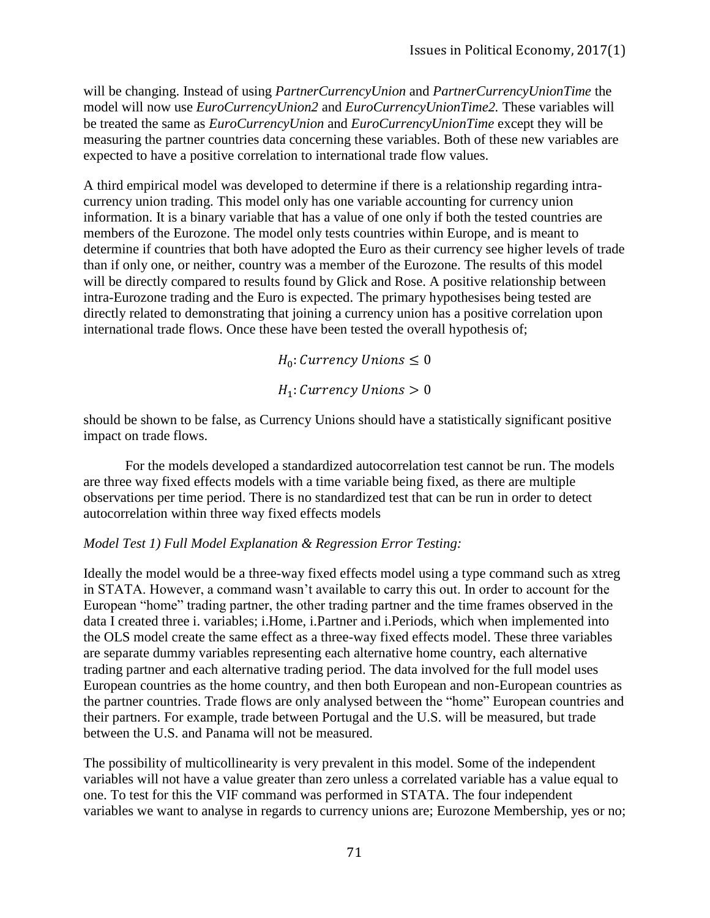will be changing. Instead of using *PartnerCurrencyUnion* and *PartnerCurrencyUnionTime* the model will now use *EuroCurrencyUnion2* and *EuroCurrencyUnionTime2.* These variables will be treated the same as *EuroCurrencyUnion* and *EuroCurrencyUnionTime* except they will be measuring the partner countries data concerning these variables. Both of these new variables are expected to have a positive correlation to international trade flow values.

A third empirical model was developed to determine if there is a relationship regarding intra-currency union trading. This model only has one variable accounting for currency union information. It is a binary variable that has a value of one only if both the tested countries are members of the Eurozone. The model only tests countries within Europe, and is meant to determine if countries that both have adopted the Euro as their currency see higher levels of trade than if only one, or neither, country was a member of the Eurozone. The results of this model will be directly compared to results found by Glick and Rose. A positive relationship between intra-Eurozone trading and the Euro is expected. The primary hypothesises being tested are directly related to demonstrating that joining a currency union has a positive correlation upon international trade flows. Once these have been tested the overall hypothesis of;

$$H_0: Currency\ Unions \leq 0$$

$$H_1: Currency\ Unions > 0$$

should be shown to be false, as Currency Unions should have a statistically significant positive impact on trade flows.

For the models developed a standardized autocorrelation test cannot be run. The models are three way fixed effects models with a time variable being fixed, as there are multiple observations per time period. There is no standardized test that can be run in order to detect autocorrelation within three way fixed effects models

*Model Test 1) Full Model Explanation & Regression Error Testing:*

Ideally the model would be a three-way fixed effects model using a type command such as xtreg in STATA. However, a command wasn't available to carry this out. In order to account for the European "home" trading partner, the other trading partner and the time frames observed in the data I created three i. variables; i.Home, i.Partner and i.Periods, which when implemented into the OLS model create the same effect as a three-way fixed effects model. These three variables are separate dummy variables representing each alternative home country, each alternative trading partner and each alternative trading period. The data involved for the full model uses European countries as the home country, and then both European and non-European countries as the partner countries. Trade flows are only analysed between the "home" European countries and their partners. For example, trade between Portugal and the U.S. will be measured, but trade between the U.S. and Panama will not be measured.

The possibility of multicollinearity is very prevalent in this model. Some of the independent variables will not have a value greater than zero unless a correlated variable has a value equal to one. To test for this the VIF command was performed in STATA. The four independent variables we want to analyse in regards to currency unions are; Eurozone Membership, yes or no;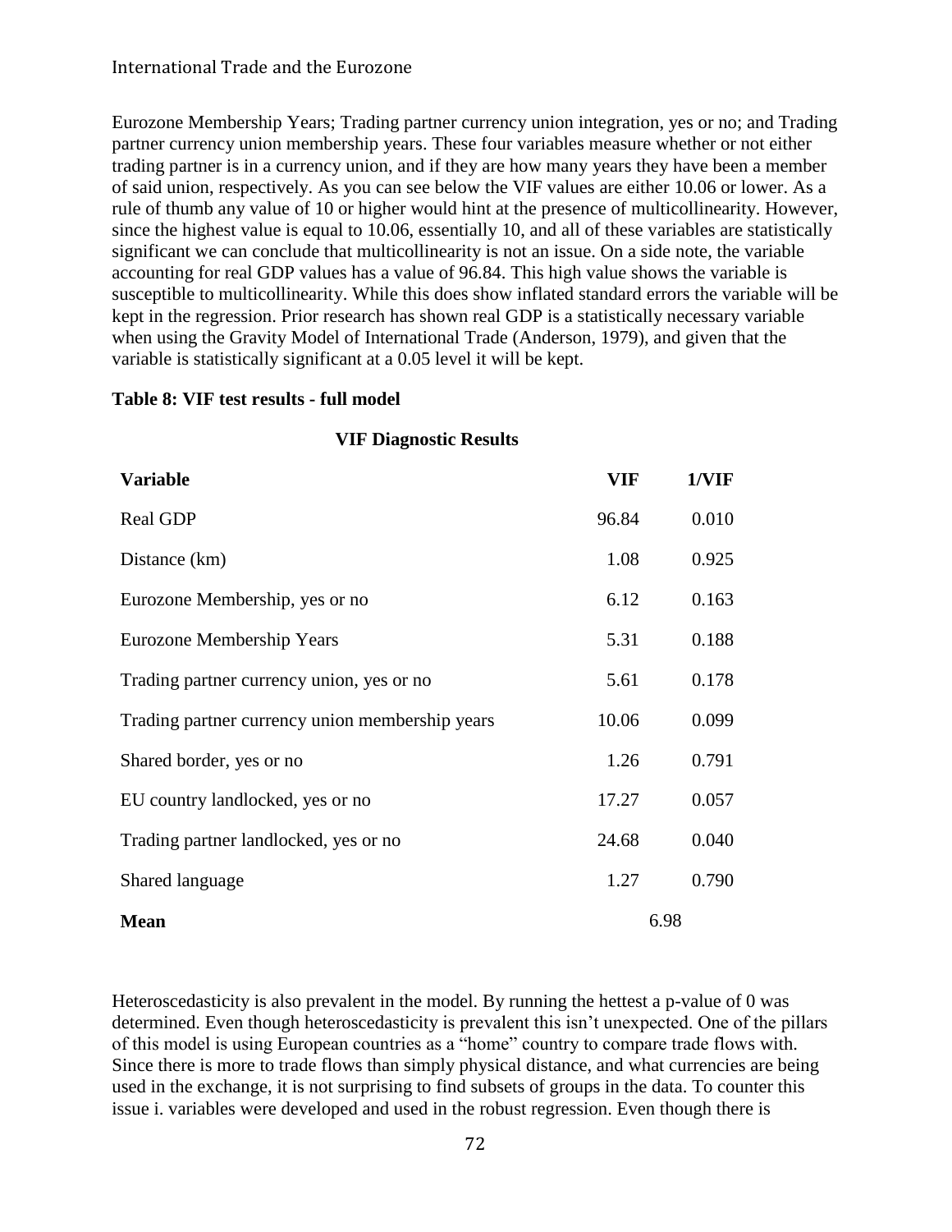Eurozone Membership Years; Trading partner currency union integration, yes or no; and Trading partner currency union membership years. These four variables measure whether or not either trading partner is in a currency union, and if they are how many years they have been a member of said union, respectively. As you can see below the VIF values are either 10.06 or lower. As a rule of thumb any value of 10 or higher would hint at the presence of multicollinearity. However, since the highest value is equal to 10.06, essentially 10, and all of these variables are statistically significant we can conclude that multicollinearity is not an issue. On a side note, the variable accounting for real GDP values has a value of 96.84. This high value shows the variable is susceptible to multicollinearity. While this does show inflated standard errors the variable will be kept in the regression. Prior research has shown real GDP is a statistically necessary variable when using the Gravity Model of International Trade (Anderson, 1979), and given that the variable is statistically significant at a 0.05 level it will be kept.

**Table 8: VIF test results - full model**

**VIF Diagnostic Results**

| Variable | VIF | 1/VIF |
|---|---|---|
| Real GDP | 96.84 | 0.010 |
| Distance (km) | 1.08 | 0.925 |
| Eurozone Membership, yes or no | 6.12 | 0.163 |
| Eurozone Membership Years | 5.31 | 0.188 |
| Trading partner currency union, yes or no | 5.61 | 0.178 |
| Trading partner currency union membership years | 10.06 | 0.099 |
| Shared border, yes or no | 1.26 | 0.791 |
| EU country landlocked, yes or no | 17.27 | 0.057 |
| Trading partner landlocked, yes or no | 24.68 | 0.040 |
| Shared language | 1.27 | 0.790 |
| **Mean** | 6.98 | |

Heteroscedasticity is also prevalent in the model. By running the hettest a p-value of 0 was determined. Even though heteroscedasticity is prevalent this isn't unexpected. One of the pillars of this model is using European countries as a "home" country to compare trade flows with. Since there is more to trade flows than simply physical distance, and what currencies are being used in the exchange, it is not surprising to find subsets of groups in the data. To counter this issue i. variables were developed and used in the robust regression. Even though there is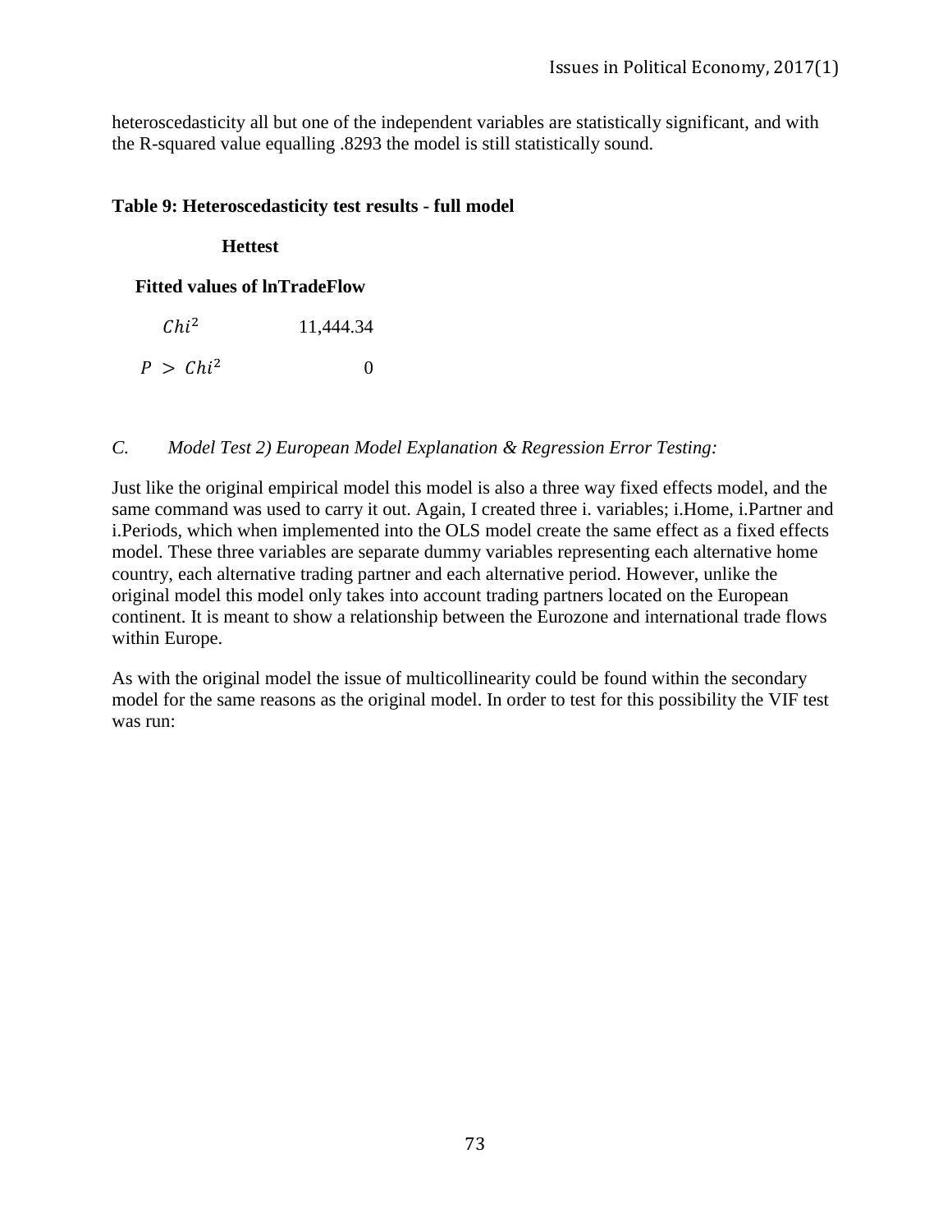heteroscedasticity all but one of the independent variables are statistically significant, and with the R-squared value equalling .8293 the model is still statistically sound.

**Table 9: Heteroscedasticity test results - full model**

| **Hettest** | |
|---|---|
| **Fitted values of lnTradeFlow** | |
| $Chi^2$ | 11,444.34 |
| $P > Chi^2$ | 0 |

*C. Model Test 2) European Model Explanation & Regression Error Testing:*

Just like the original empirical model this model is also a three way fixed effects model, and the same command was used to carry it out. Again, I created three i. variables; i.Home, i.Partner and i.Periods, which when implemented into the OLS model create the same effect as a fixed effects model. These three variables are separate dummy variables representing each alternative home country, each alternative trading partner and each alternative period. However, unlike the original model this model only takes into account trading partners located on the European continent. It is meant to show a relationship between the Eurozone and international trade flows within Europe.

As with the original model the issue of multicollinearity could be found within the secondary model for the same reasons as the original model. In order to test for this possibility the VIF test was run: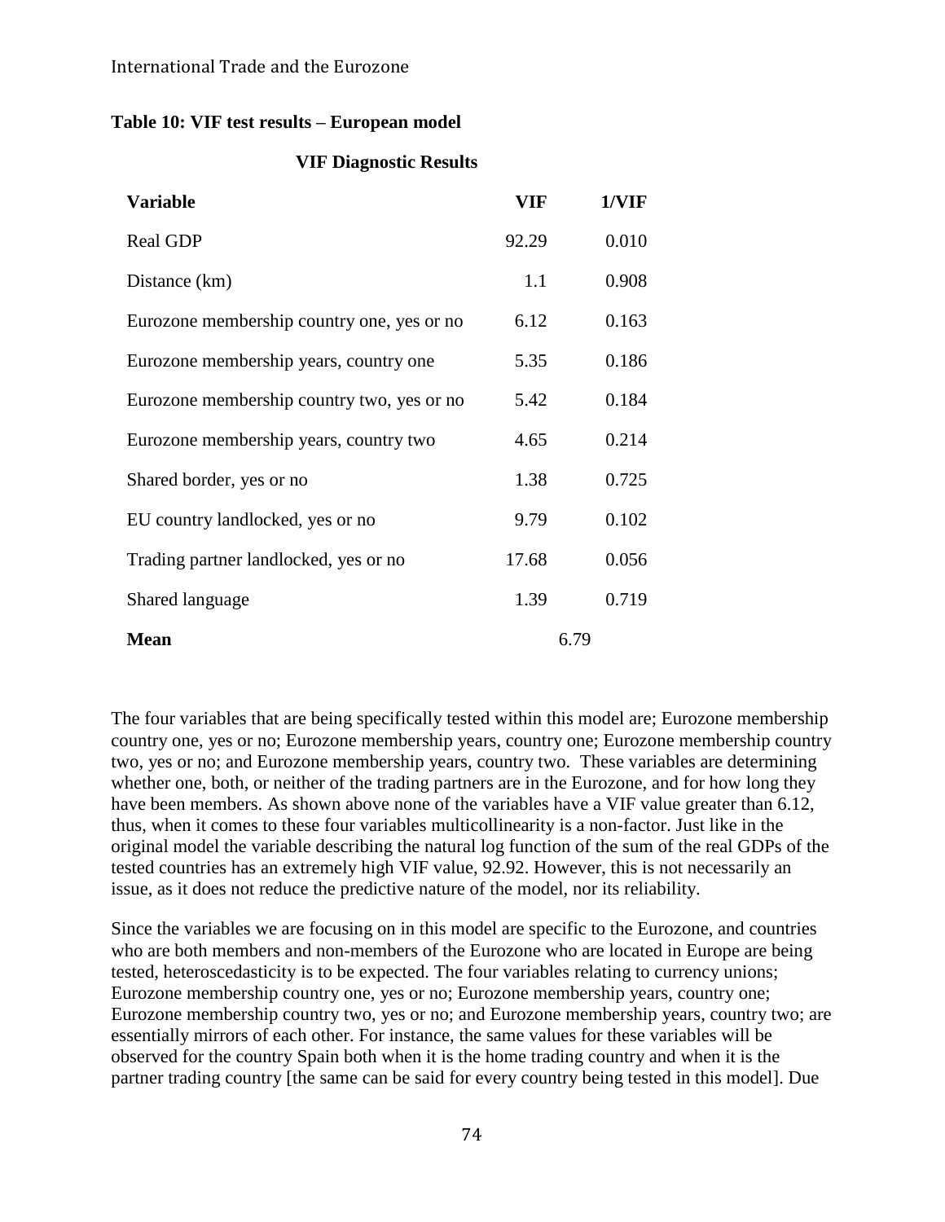**Table 10: VIF test results – European model**

**VIF Diagnostic Results**

| Variable | VIF | 1/VIF |
|---|---|---|
| Real GDP | 92.29 | 0.010 |
| Distance (km) | 1.1 | 0.908 |
| Eurozone membership country one, yes or no | 6.12 | 0.163 |
| Eurozone membership years, country one | 5.35 | 0.186 |
| Eurozone membership country two, yes or no | 5.42 | 0.184 |
| Eurozone membership years, country two | 4.65 | 0.214 |
| Shared border, yes or no | 1.38 | 0.725 |
| EU country landlocked, yes or no | 9.79 | 0.102 |
| Trading partner landlocked, yes or no | 17.68 | 0.056 |
| Shared language | 1.39 | 0.719 |
| **Mean** | 6.79 | |

The four variables that are being specifically tested within this model are; Eurozone membership country one, yes or no; Eurozone membership years, country one; Eurozone membership country two, yes or no; and Eurozone membership years, country two. These variables are determining whether one, both, or neither of the trading partners are in the Eurozone, and for how long they have been members. As shown above none of the variables have a VIF value greater than 6.12, thus, when it comes to these four variables multicollinearity is a non-factor. Just like in the original model the variable describing the natural log function of the sum of the real GDPs of the tested countries has an extremely high VIF value, 92.92. However, this is not necessarily an issue, as it does not reduce the predictive nature of the model, nor its reliability.

Since the variables we are focusing on in this model are specific to the Eurozone, and countries who are both members and non-members of the Eurozone who are located in Europe are being tested, heteroscedasticity is to be expected. The four variables relating to currency unions; Eurozone membership country one, yes or no; Eurozone membership years, country one; Eurozone membership country two, yes or no; and Eurozone membership years, country two; are essentially mirrors of each other. For instance, the same values for these variables will be observed for the country Spain both when it is the home trading country and when it is the partner trading country [the same can be said for every country being tested in this model]. Due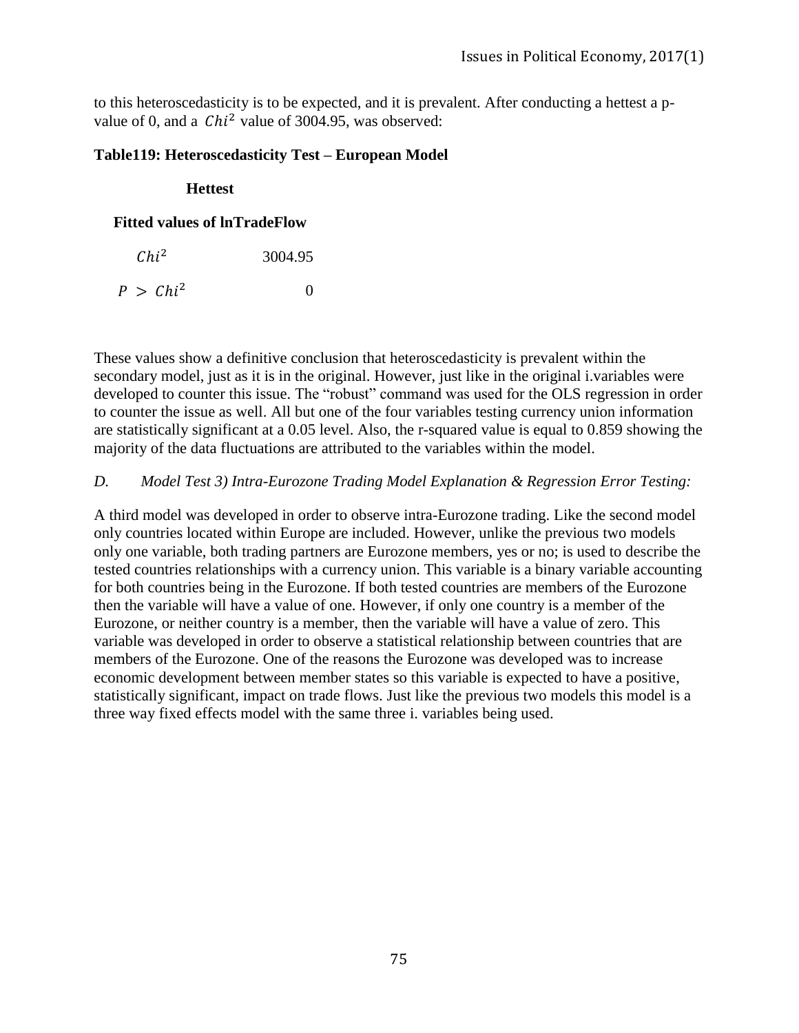to this heteroscedasticity is to be expected, and it is prevalent. After conducting a hettest a p-value of 0, and a $Chi^2$ value of 3004.95, was observed:

**Table119: Heteroscedasticity Test – European Model**

| **Hettest** | |
|---|---|
| **Fitted values of lnTradeFlow** | |
| $Chi^2$ | 3004.95 |
| $P > Chi^2$ | 0 |

These values show a definitive conclusion that heteroscedasticity is prevalent within the secondary model, just as it is in the original. However, just like in the original i.variables were developed to counter this issue. The "robust" command was used for the OLS regression in order to counter the issue as well. All but one of the four variables testing currency union information are statistically significant at a 0.05 level. Also, the r-squared value is equal to 0.859 showing the majority of the data fluctuations are attributed to the variables within the model.

*D. Model Test 3) Intra-Eurozone Trading Model Explanation & Regression Error Testing:*

A third model was developed in order to observe intra-Eurozone trading. Like the second model only countries located within Europe are included. However, unlike the previous two models only one variable, both trading partners are Eurozone members, yes or no; is used to describe the tested countries relationships with a currency union. This variable is a binary variable accounting for both countries being in the Eurozone. If both tested countries are members of the Eurozone then the variable will have a value of one. However, if only one country is a member of the Eurozone, or neither country is a member, then the variable will have a value of zero. This variable was developed in order to observe a statistical relationship between countries that are members of the Eurozone. One of the reasons the Eurozone was developed was to increase economic development between member states so this variable is expected to have a positive, statistically significant, impact on trade flows. Just like the previous two models this model is a three way fixed effects model with the same three i. variables being used.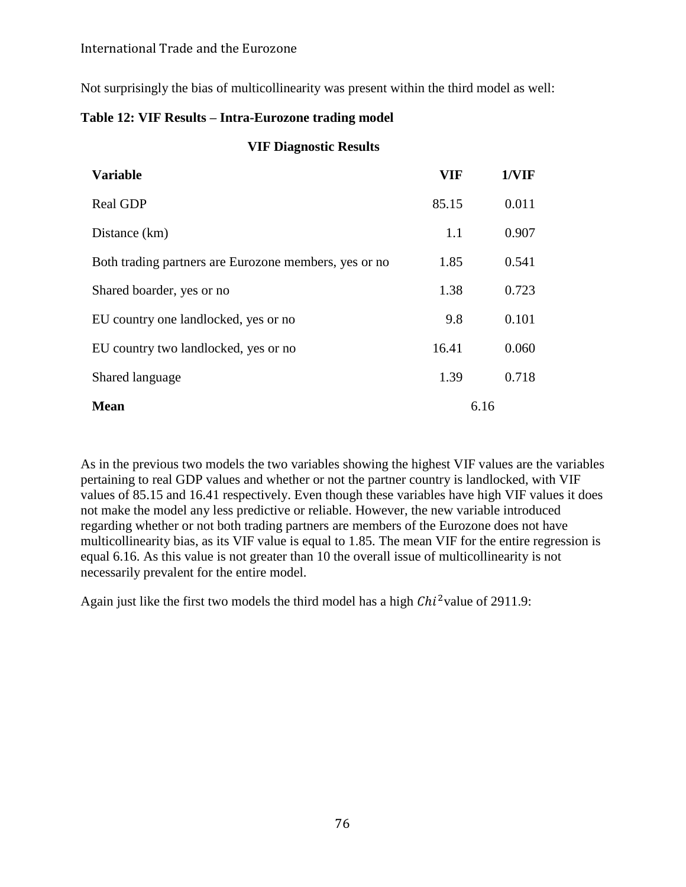Not surprisingly the bias of multicollinearity was present within the third model as well:

**Table 12: VIF Results – Intra-Eurozone trading model**

**VIF Diagnostic Results**

| **Variable** | **VIF** | **1/VIF** |
|---|---|---|
| Real GDP | 85.15 | 0.011 |
| Distance (km) | 1.1 | 0.907 |
| Both trading partners are Eurozone members, yes or no | 1.85 | 0.541 |
| Shared boarder, yes or no | 1.38 | 0.723 |
| EU country one landlocked, yes or no | 9.8 | 0.101 |
| EU country two landlocked, yes or no | 16.41 | 0.060 |
| Shared language | 1.39 | 0.718 |
| **Mean** | 6.16 | |

As in the previous two models the two variables showing the highest VIF values are the variables pertaining to real GDP values and whether or not the partner country is landlocked, with VIF values of 85.15 and 16.41 respectively. Even though these variables have high VIF values it does not make the model any less predictive or reliable. However, the new variable introduced regarding whether or not both trading partners are members of the Eurozone does not have multicollinearity bias, as its VIF value is equal to 1.85. The mean VIF for the entire regression is equal 6.16. As this value is not greater than 10 the overall issue of multicollinearity is not necessarily prevalent for the entire model.

Again just like the first two models the third model has a high $Chi^2$ value of 2911.9: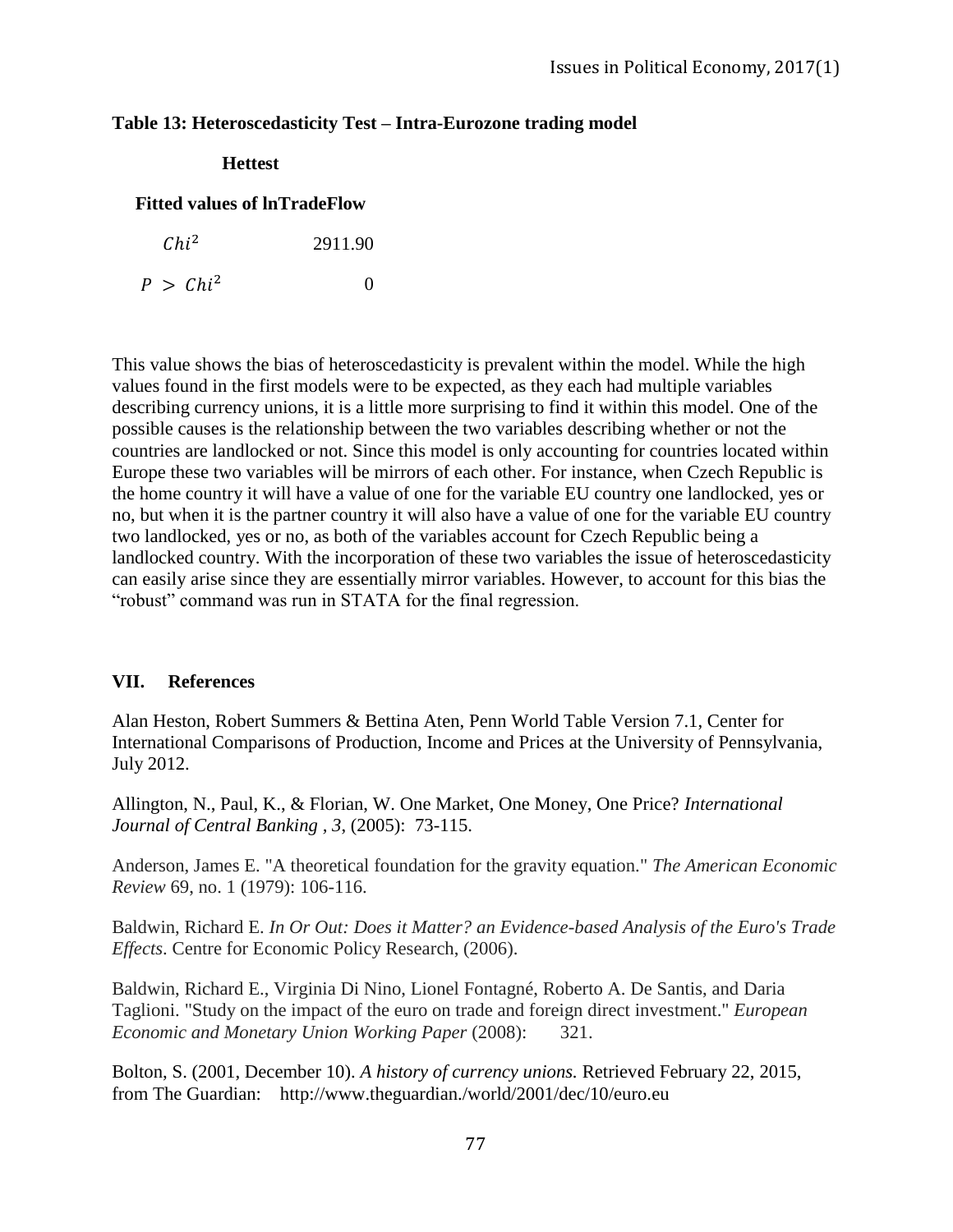**Table 13: Heteroscedasticity Test – Intra-Eurozone trading model**

| **Hettest** | |
|---|---|
| **Fitted values of lnTradeFlow** | |
| $Chi^2$ | 2911.90 |
| $P > Chi^2$ | 0 |

This value shows the bias of heteroscedasticity is prevalent within the model. While the high values found in the first models were to be expected, as they each had multiple variables describing currency unions, it is a little more surprising to find it within this model. One of the possible causes is the relationship between the two variables describing whether or not the countries are landlocked or not. Since this model is only accounting for countries located within Europe these two variables will be mirrors of each other. For instance, when Czech Republic is the home country it will have a value of one for the variable EU country one landlocked, yes or no, but when it is the partner country it will also have a value of one for the variable EU country two landlocked, yes or no, as both of the variables account for Czech Republic being a landlocked country. With the incorporation of these two variables the issue of heteroscedasticity can easily arise since they are essentially mirror variables. However, to account for this bias the "robust" command was run in STATA for the final regression.

## VII. References

Alan Heston, Robert Summers & Bettina Aten, Penn World Table Version 7.1, Center for International Comparisons of Production, Income and Prices at the University of Pennsylvania, July 2012.

Allington, N., Paul, K., & Florian, W. One Market, One Money, One Price? *International Journal of Central Banking , 3*, (2005): 73-115.

Anderson, James E. "A theoretical foundation for the gravity equation." *The American Economic Review* 69, no. 1 (1979): 106-116.

Baldwin, Richard E. *In Or Out: Does it Matter? an Evidence-based Analysis of the Euro's Trade Effects*. Centre for Economic Policy Research, (2006).

Baldwin, Richard E., Virginia Di Nino, Lionel Fontagné, Roberto A. De Santis, and Daria Taglioni. "Study on the impact of the euro on trade and foreign direct investment." *European Economic and Monetary Union Working Paper* (2008): 321.

Bolton, S. (2001, December 10). *A history of currency unions.* Retrieved February 22, 2015, from The Guardian: http://www.theguardian./world/2001/dec/10/euro.eu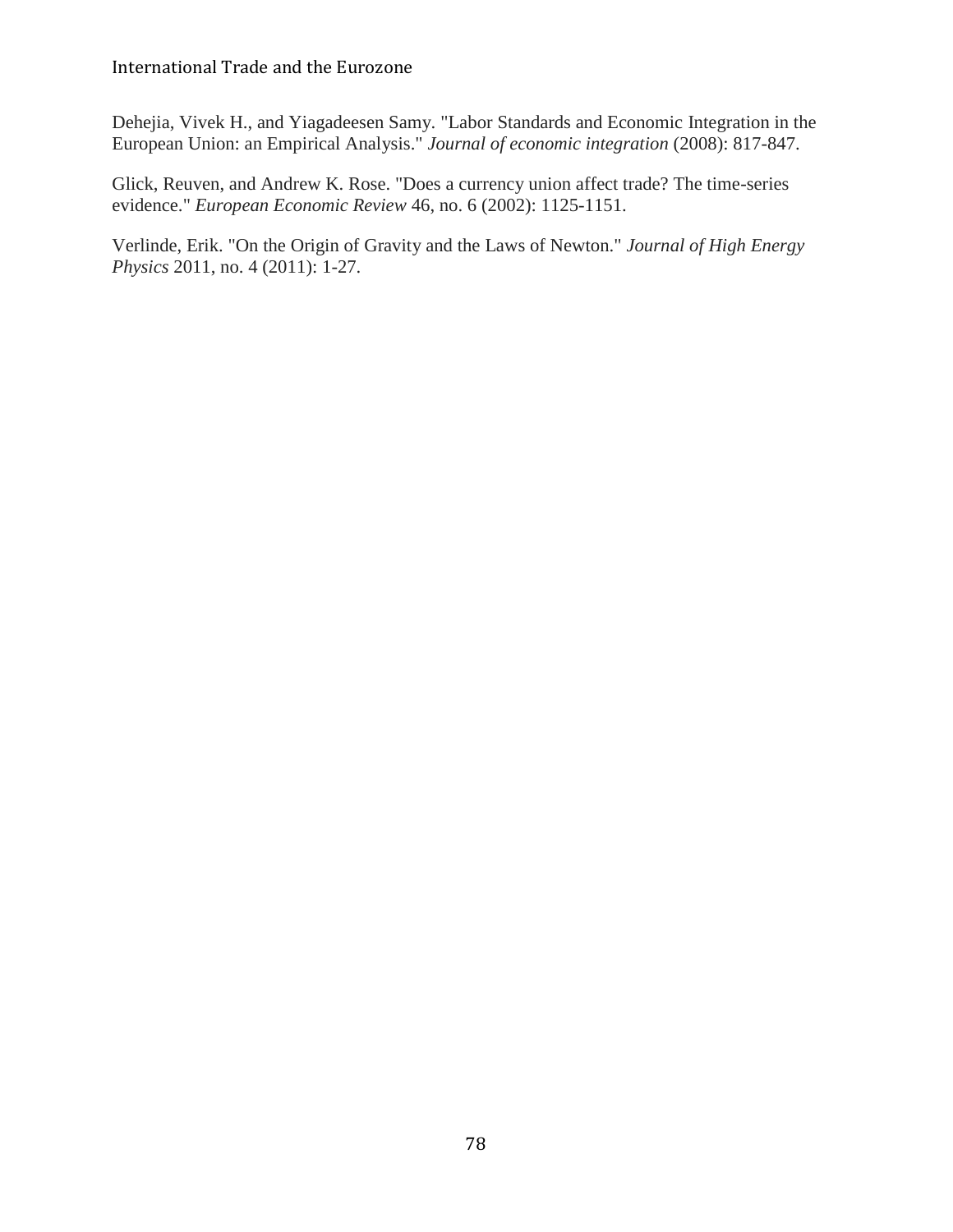Dehejia, Vivek H., and Yiagadeesen Samy. "Labor Standards and Economic Integration in the European Union: an Empirical Analysis." *Journal of economic integration* (2008): 817-847.

Glick, Reuven, and Andrew K. Rose. "Does a currency union affect trade? The time-series evidence." *European Economic Review* 46, no. 6 (2002): 1125-1151.

Verlinde, Erik. "On the Origin of Gravity and the Laws of Newton." *Journal of High Energy Physics* 2011, no. 4 (2011): 1-27.